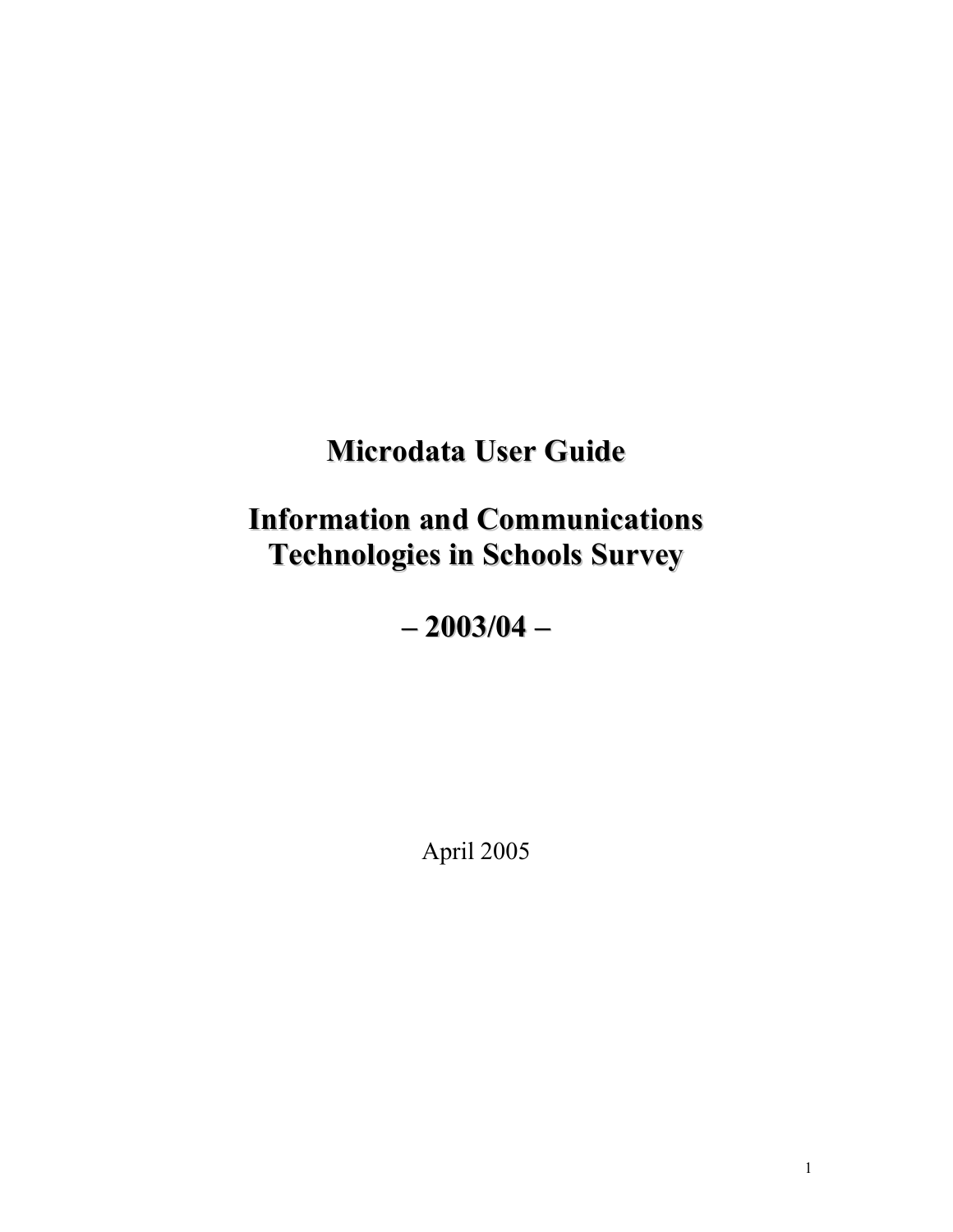# Microdata User Guide

# Information and Communications Technologies in Schools Survey

# – 2003/04 –

April 2005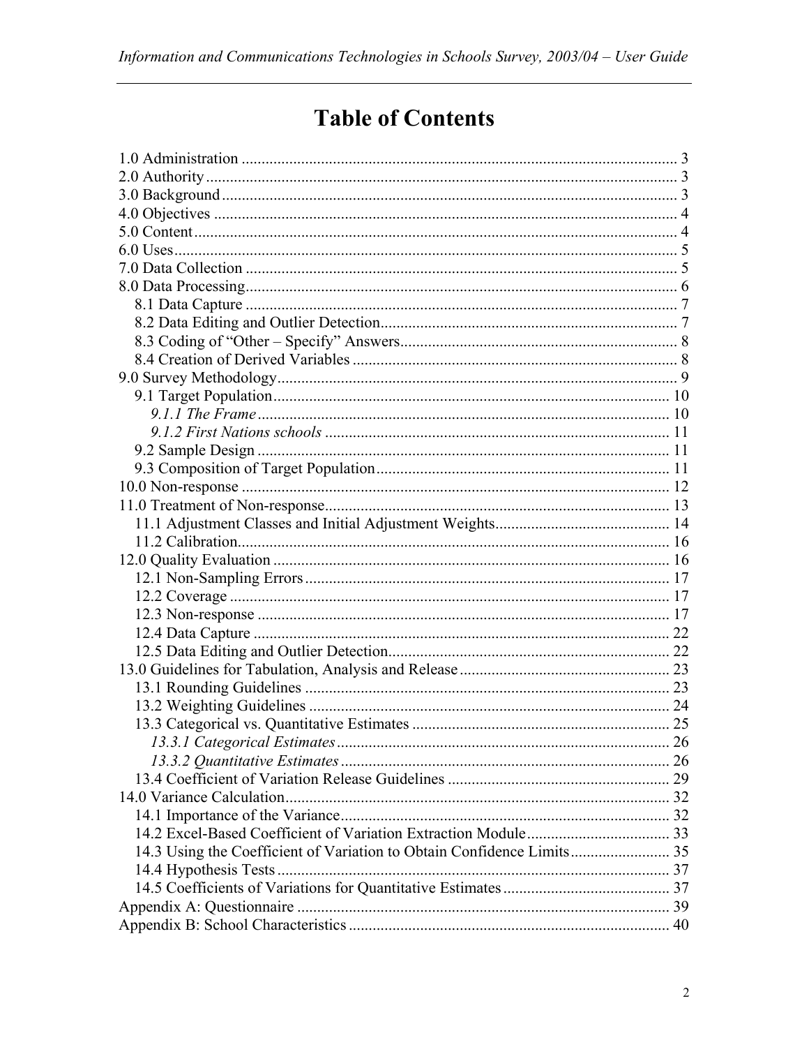# Table of Contents

1.0 Administration ..... 3
2.0 Authority ..... 3
3.0 Background ..... 3
4.0 Objectives ..... 4
5.0 Content ..... 4
6.0 Uses ..... 5
7.0 Data Collection ..... 5
8.0 Data Processing ..... 6
- 8.1 Data Capture ..... 7
- 8.2 Data Editing and Outlier Detection ..... 7
- 8.3 Coding of "Other – Specify" Answers ..... 8
- 8.4 Creation of Derived Variables ..... 8

9.0 Survey Methodology ..... 9
- 9.1 Target Population ..... 10
  - *9.1.1 The Frame* ..... 10
  - *9.1.2 First Nations schools* ..... 11
- 9.2 Sample Design ..... 11
- 9.3 Composition of Target Population ..... 11

10.0 Non-response ..... 12
11.0 Treatment of Non-response ..... 13
- 11.1 Adjustment Classes and Initial Adjustment Weights ..... 14
- 11.2 Calibration ..... 16

12.0 Quality Evaluation ..... 16
- 12.1 Non-Sampling Errors ..... 17
- 12.2 Coverage ..... 17
- 12.3 Non-response ..... 17
- 12.4 Data Capture ..... 22
- 12.5 Data Editing and Outlier Detection ..... 22

13.0 Guidelines for Tabulation, Analysis and Release ..... 23
- 13.1 Rounding Guidelines ..... 23
- 13.2 Weighting Guidelines ..... 24
- 13.3 Categorical vs. Quantitative Estimates ..... 25
  - *13.3.1 Categorical Estimates* ..... 26
  - *13.3.2 Quantitative Estimates* ..... 26
- 13.4 Coefficient of Variation Release Guidelines ..... 29

14.0 Variance Calculation ..... 32
- 14.1 Importance of the Variance ..... 32
- 14.2 Excel-Based Coefficient of Variation Extraction Module ..... 33
- 14.3 Using the Coefficient of Variation to Obtain Confidence Limits ..... 35
- 14.4 Hypothesis Tests ..... 37
- 14.5 Coefficients of Variations for Quantitative Estimates ..... 37

Appendix A: Questionnaire ..... 39
Appendix B: School Characteristics ..... 40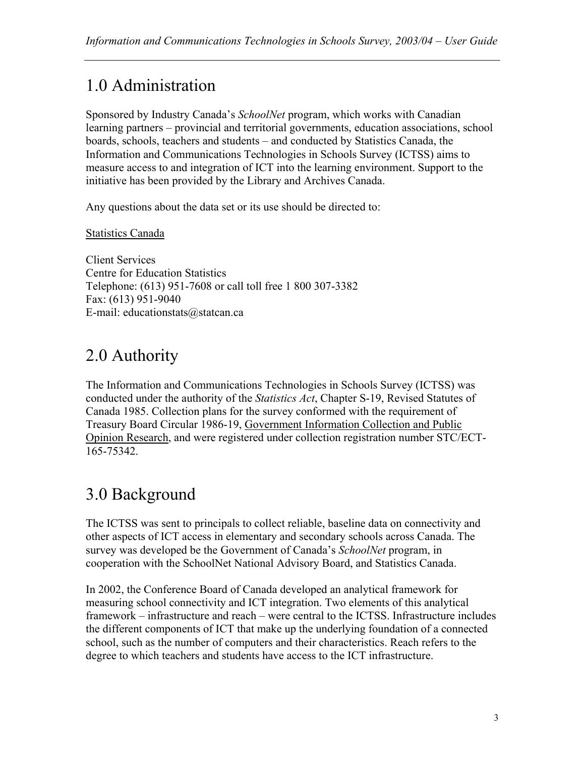# 1.0 Administration

Sponsored by Industry Canada's *SchoolNet* program, which works with Canadian learning partners – provincial and territorial governments, education associations, school boards, schools, teachers and students – and conducted by Statistics Canada, the Information and Communications Technologies in Schools Survey (ICTSS) aims to measure access to and integration of ICT into the learning environment. Support to the initiative has been provided by the Library and Archives Canada.

Any questions about the data set or its use should be directed to:

Statistics Canada

Client Services
Centre for Education Statistics
Telephone: (613) 951-7608 or call toll free 1 800 307-3382
Fax: (613) 951-9040
E-mail: educationstats@statcan.ca

# 2.0 Authority

The Information and Communications Technologies in Schools Survey (ICTSS) was conducted under the authority of the *Statistics Act*, Chapter S-19, Revised Statutes of Canada 1985. Collection plans for the survey conformed with the requirement of Treasury Board Circular 1986-19, Government Information Collection and Public Opinion Research, and were registered under collection registration number STC/ECT-165-75342.

# 3.0 Background

The ICTSS was sent to principals to collect reliable, baseline data on connectivity and other aspects of ICT access in elementary and secondary schools across Canada. The survey was developed be the Government of Canada's *SchoolNet* program, in cooperation with the SchoolNet National Advisory Board, and Statistics Canada.

In 2002, the Conference Board of Canada developed an analytical framework for measuring school connectivity and ICT integration. Two elements of this analytical framework – infrastructure and reach – were central to the ICTSS. Infrastructure includes the different components of ICT that make up the underlying foundation of a connected school, such as the number of computers and their characteristics. Reach refers to the degree to which teachers and students have access to the ICT infrastructure.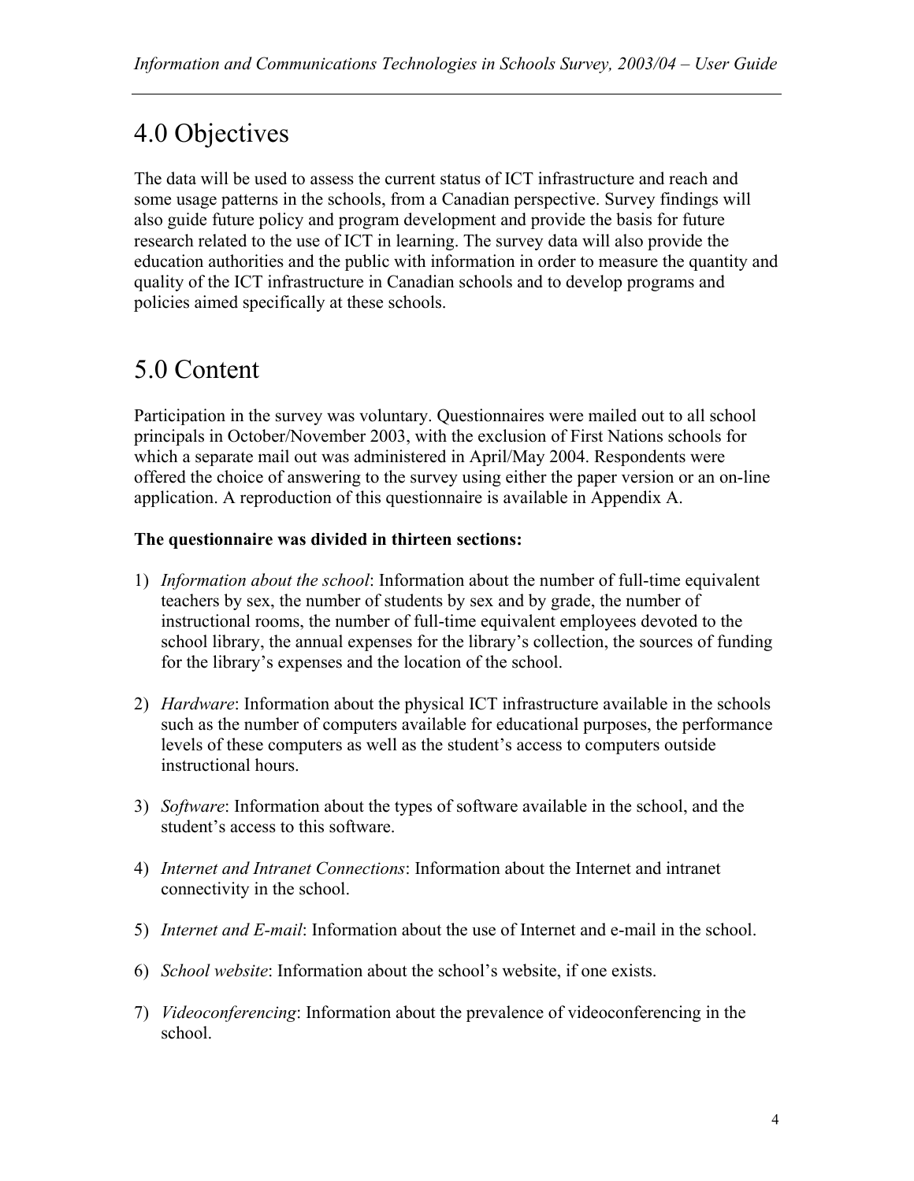# 4.0 Objectives

The data will be used to assess the current status of ICT infrastructure and reach and some usage patterns in the schools, from a Canadian perspective. Survey findings will also guide future policy and program development and provide the basis for future research related to the use of ICT in learning. The survey data will also provide the education authorities and the public with information in order to measure the quantity and quality of the ICT infrastructure in Canadian schools and to develop programs and policies aimed specifically at these schools.

# 5.0 Content

Participation in the survey was voluntary. Questionnaires were mailed out to all school principals in October/November 2003, with the exclusion of First Nations schools for which a separate mail out was administered in April/May 2004. Respondents were offered the choice of answering to the survey using either the paper version or an on-line application. A reproduction of this questionnaire is available in Appendix A.

**The questionnaire was divided in thirteen sections:**

1) *Information about the school*: Information about the number of full-time equivalent teachers by sex, the number of students by sex and by grade, the number of instructional rooms, the number of full-time equivalent employees devoted to the school library, the annual expenses for the library's collection, the sources of funding for the library's expenses and the location of the school.

2) *Hardware*: Information about the physical ICT infrastructure available in the schools such as the number of computers available for educational purposes, the performance levels of these computers as well as the student's access to computers outside instructional hours.

3) *Software*: Information about the types of software available in the school, and the student's access to this software.

4) *Internet and Intranet Connections*: Information about the Internet and intranet connectivity in the school.

5) *Internet and E-mail*: Information about the use of Internet and e-mail in the school.

6) *School website*: Information about the school's website, if one exists.

7) *Videoconferencing*: Information about the prevalence of videoconferencing in the school.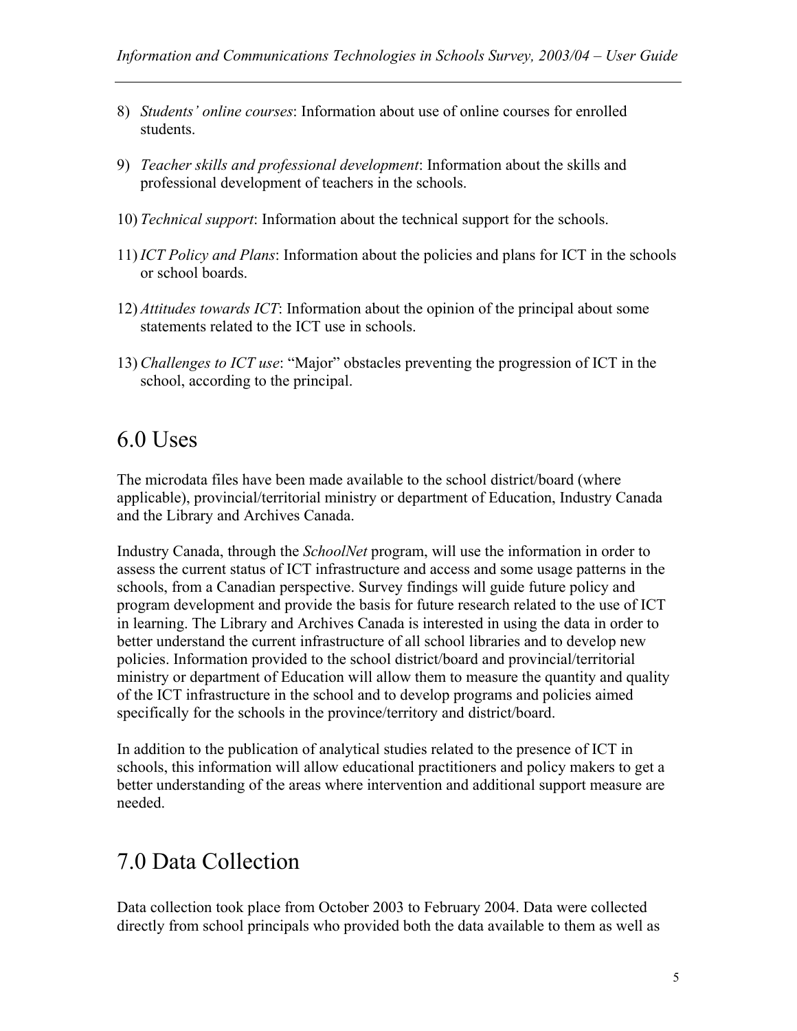8) *Students' online courses*: Information about use of online courses for enrolled students.

9) *Teacher skills and professional development*: Information about the skills and professional development of teachers in the schools.

10) *Technical support*: Information about the technical support for the schools.

11) *ICT Policy and Plans*: Information about the policies and plans for ICT in the schools or school boards.

12) *Attitudes towards ICT*: Information about the opinion of the principal about some statements related to the ICT use in schools.

13) *Challenges to ICT use*: "Major" obstacles preventing the progression of ICT in the school, according to the principal.

# 6.0 Uses

The microdata files have been made available to the school district/board (where applicable), provincial/territorial ministry or department of Education, Industry Canada and the Library and Archives Canada.

Industry Canada, through the *SchoolNet* program, will use the information in order to assess the current status of ICT infrastructure and access and some usage patterns in the schools, from a Canadian perspective. Survey findings will guide future policy and program development and provide the basis for future research related to the use of ICT in learning. The Library and Archives Canada is interested in using the data in order to better understand the current infrastructure of all school libraries and to develop new policies. Information provided to the school district/board and provincial/territorial ministry or department of Education will allow them to measure the quantity and quality of the ICT infrastructure in the school and to develop programs and policies aimed specifically for the schools in the province/territory and district/board.

In addition to the publication of analytical studies related to the presence of ICT in schools, this information will allow educational practitioners and policy makers to get a better understanding of the areas where intervention and additional support measure are needed.

# 7.0 Data Collection

Data collection took place from October 2003 to February 2004. Data were collected directly from school principals who provided both the data available to them as well as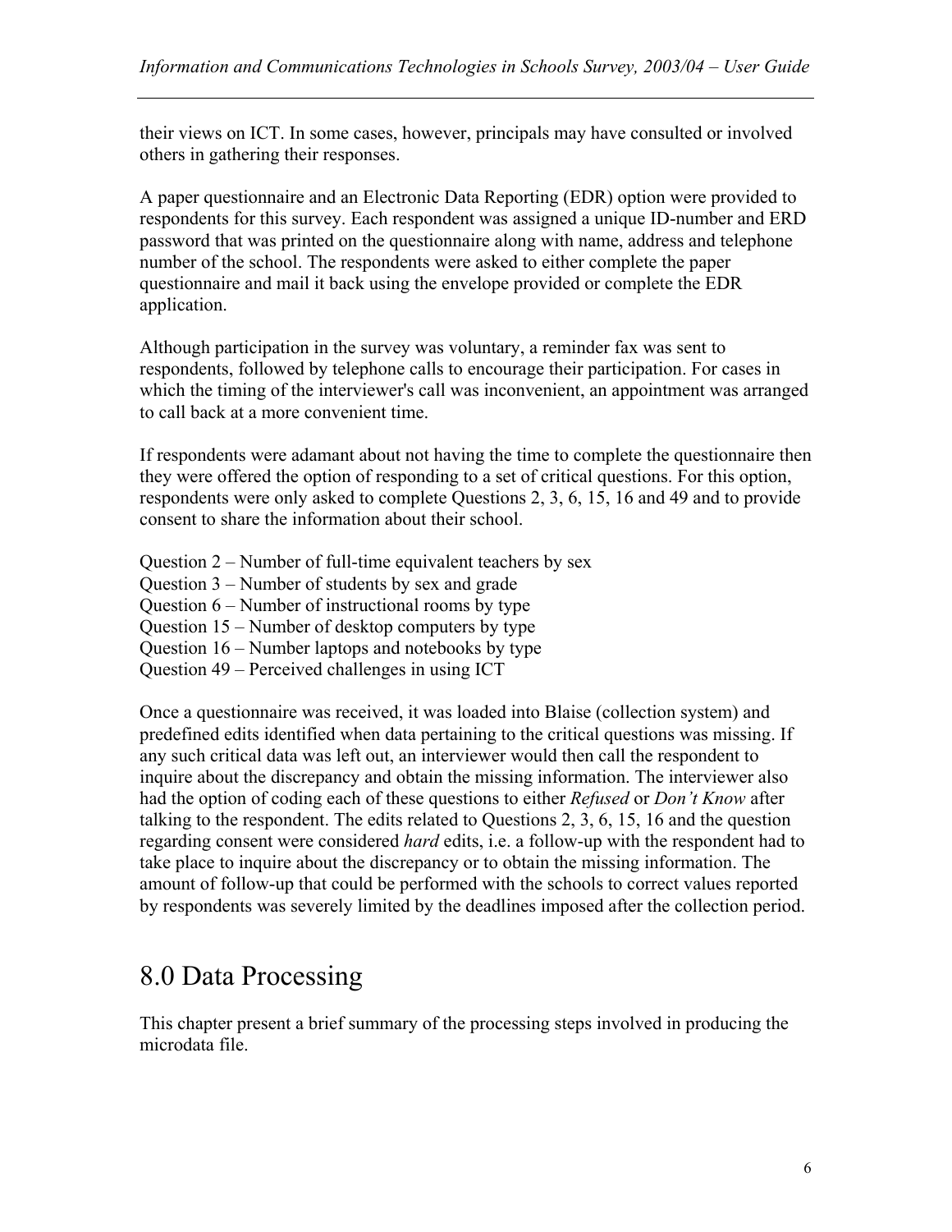their views on ICT. In some cases, however, principals may have consulted or involved others in gathering their responses.

A paper questionnaire and an Electronic Data Reporting (EDR) option were provided to respondents for this survey. Each respondent was assigned a unique ID-number and ERD password that was printed on the questionnaire along with name, address and telephone number of the school. The respondents were asked to either complete the paper questionnaire and mail it back using the envelope provided or complete the EDR application.

Although participation in the survey was voluntary, a reminder fax was sent to respondents, followed by telephone calls to encourage their participation. For cases in which the timing of the interviewer's call was inconvenient, an appointment was arranged to call back at a more convenient time.

If respondents were adamant about not having the time to complete the questionnaire then they were offered the option of responding to a set of critical questions. For this option, respondents were only asked to complete Questions 2, 3, 6, 15, 16 and 49 and to provide consent to share the information about their school.

Question 2 – Number of full-time equivalent teachers by sex
Question 3 – Number of students by sex and grade
Question 6 – Number of instructional rooms by type
Question 15 – Number of desktop computers by type
Question 16 – Number laptops and notebooks by type
Question 49 – Perceived challenges in using ICT

Once a questionnaire was received, it was loaded into Blaise (collection system) and predefined edits identified when data pertaining to the critical questions was missing. If any such critical data was left out, an interviewer would then call the respondent to inquire about the discrepancy and obtain the missing information. The interviewer also had the option of coding each of these questions to either *Refused* or *Don't Know* after talking to the respondent. The edits related to Questions 2, 3, 6, 15, 16 and the question regarding consent were considered *hard* edits, i.e. a follow-up with the respondent had to take place to inquire about the discrepancy or to obtain the missing information. The amount of follow-up that could be performed with the schools to correct values reported by respondents was severely limited by the deadlines imposed after the collection period.

# 8.0 Data Processing

This chapter present a brief summary of the processing steps involved in producing the microdata file.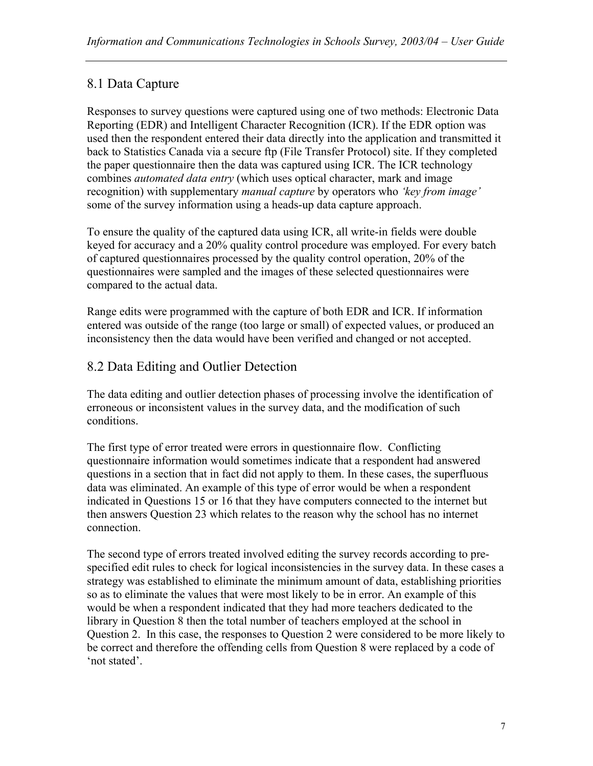## 8.1 Data Capture

Responses to survey questions were captured using one of two methods: Electronic Data Reporting (EDR) and Intelligent Character Recognition (ICR). If the EDR option was used then the respondent entered their data directly into the application and transmitted it back to Statistics Canada via a secure ftp (File Transfer Protocol) site. If they completed the paper questionnaire then the data was captured using ICR. The ICR technology combines *automated data entry* (which uses optical character, mark and image recognition) with supplementary *manual capture* by operators who *'key from image'* some of the survey information using a heads-up data capture approach.

To ensure the quality of the captured data using ICR, all write-in fields were double keyed for accuracy and a 20% quality control procedure was employed. For every batch of captured questionnaires processed by the quality control operation, 20% of the questionnaires were sampled and the images of these selected questionnaires were compared to the actual data.

Range edits were programmed with the capture of both EDR and ICR. If information entered was outside of the range (too large or small) of expected values, or produced an inconsistency then the data would have been verified and changed or not accepted.

## 8.2 Data Editing and Outlier Detection

The data editing and outlier detection phases of processing involve the identification of erroneous or inconsistent values in the survey data, and the modification of such conditions.

The first type of error treated were errors in questionnaire flow. Conflicting questionnaire information would sometimes indicate that a respondent had answered questions in a section that in fact did not apply to them. In these cases, the superfluous data was eliminated. An example of this type of error would be when a respondent indicated in Questions 15 or 16 that they have computers connected to the internet but then answers Question 23 which relates to the reason why the school has no internet connection.

The second type of errors treated involved editing the survey records according to pre-specified edit rules to check for logical inconsistencies in the survey data. In these cases a strategy was established to eliminate the minimum amount of data, establishing priorities so as to eliminate the values that were most likely to be in error. An example of this would be when a respondent indicated that they had more teachers dedicated to the library in Question 8 then the total number of teachers employed at the school in Question 2. In this case, the responses to Question 2 were considered to be more likely to be correct and therefore the offending cells from Question 8 were replaced by a code of 'not stated'.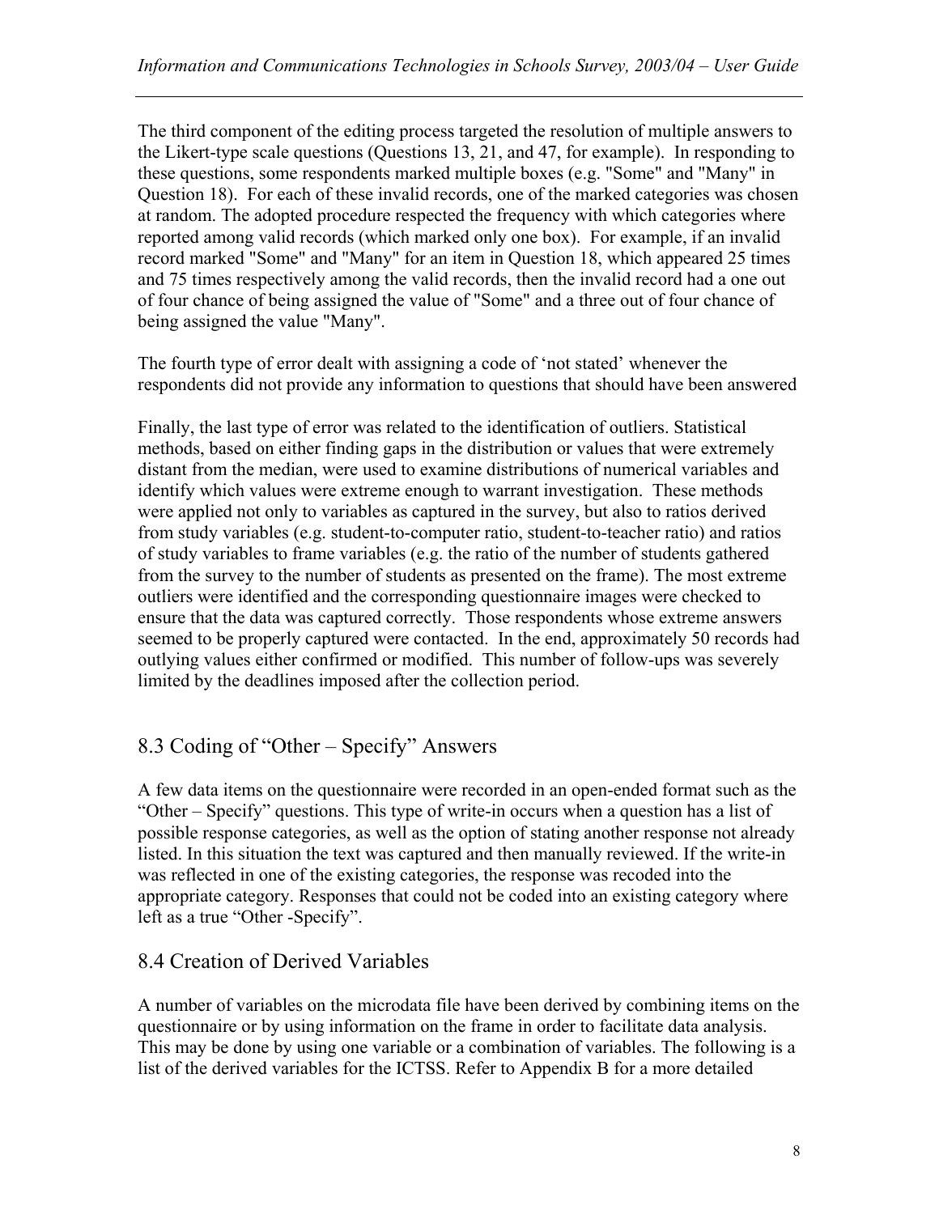The third component of the editing process targeted the resolution of multiple answers to the Likert-type scale questions (Questions 13, 21, and 47, for example). In responding to these questions, some respondents marked multiple boxes (e.g. "Some" and "Many" in Question 18). For each of these invalid records, one of the marked categories was chosen at random. The adopted procedure respected the frequency with which categories where reported among valid records (which marked only one box). For example, if an invalid record marked "Some" and "Many" for an item in Question 18, which appeared 25 times and 75 times respectively among the valid records, then the invalid record had a one out of four chance of being assigned the value of "Some" and a three out of four chance of being assigned the value "Many".

The fourth type of error dealt with assigning a code of 'not stated' whenever the respondents did not provide any information to questions that should have been answered

Finally, the last type of error was related to the identification of outliers. Statistical methods, based on either finding gaps in the distribution or values that were extremely distant from the median, were used to examine distributions of numerical variables and identify which values were extreme enough to warrant investigation. These methods were applied not only to variables as captured in the survey, but also to ratios derived from study variables (e.g. student-to-computer ratio, student-to-teacher ratio) and ratios of study variables to frame variables (e.g. the ratio of the number of students gathered from the survey to the number of students as presented on the frame). The most extreme outliers were identified and the corresponding questionnaire images were checked to ensure that the data was captured correctly. Those respondents whose extreme answers seemed to be properly captured were contacted. In the end, approximately 50 records had outlying values either confirmed or modified. This number of follow-ups was severely limited by the deadlines imposed after the collection period.

## 8.3 Coding of "Other – Specify" Answers

A few data items on the questionnaire were recorded in an open-ended format such as the "Other – Specify" questions. This type of write-in occurs when a question has a list of possible response categories, as well as the option of stating another response not already listed. In this situation the text was captured and then manually reviewed. If the write-in was reflected in one of the existing categories, the response was recoded into the appropriate category. Responses that could not be coded into an existing category where left as a true "Other -Specify".

## 8.4 Creation of Derived Variables

A number of variables on the microdata file have been derived by combining items on the questionnaire or by using information on the frame in order to facilitate data analysis. This may be done by using one variable or a combination of variables. The following is a list of the derived variables for the ICTSS. Refer to Appendix B for a more detailed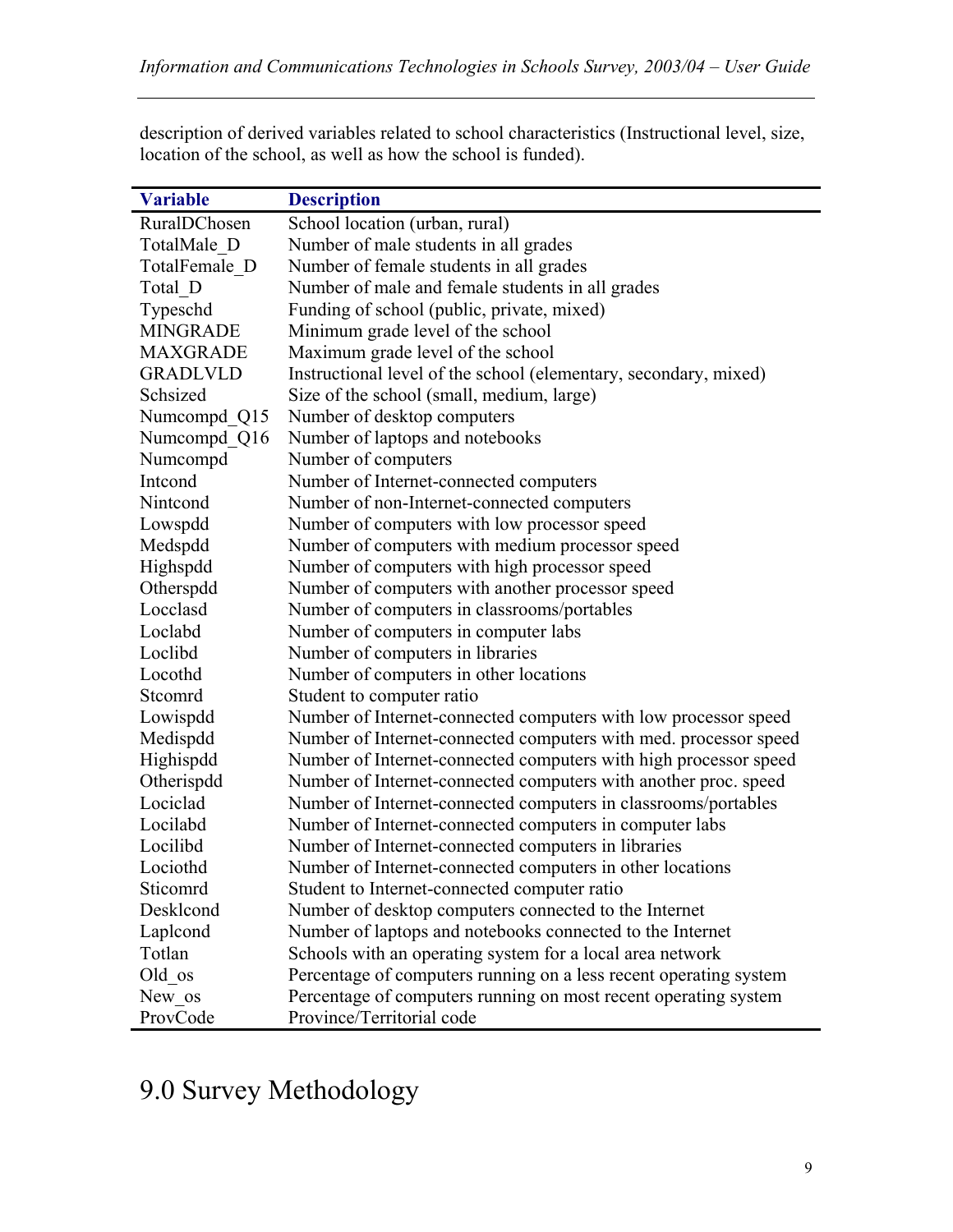description of derived variables related to school characteristics (Instructional level, size, location of the school, as well as how the school is funded).

| Variable | Description |
| --- | --- |
| RuralDChosen | School location (urban, rural) |
| TotalMale_D | Number of male students in all grades |
| TotalFemale_D | Number of female students in all grades |
| Total_D | Number of male and female students in all grades |
| Typeschd | Funding of school (public, private, mixed) |
| MINGRADE | Minimum grade level of the school |
| MAXGRADE | Maximum grade level of the school |
| GRADLVLD | Instructional level of the school (elementary, secondary, mixed) |
| Schsized | Size of the school (small, medium, large) |
| Numcompd_Q15 | Number of desktop computers |
| Numcompd_Q16 | Number of laptops and notebooks |
| Numcompd | Number of computers |
| Intcond | Number of Internet-connected computers |
| Nintcond | Number of non-Internet-connected computers |
| Lowspdd | Number of computers with low processor speed |
| Medspdd | Number of computers with medium processor speed |
| Highspdd | Number of computers with high processor speed |
| Otherspdd | Number of computers with another processor speed |
| Locclasd | Number of computers in classrooms/portables |
| Loclabd | Number of computers in computer labs |
| Loclibd | Number of computers in libraries |
| Locothd | Number of computers in other locations |
| Stcomrd | Student to computer ratio |
| Lowispdd | Number of Internet-connected computers with low processor speed |
| Medispdd | Number of Internet-connected computers with med. processor speed |
| Highispdd | Number of Internet-connected computers with high processor speed |
| Otherispdd | Number of Internet-connected computers with another proc. speed |
| Lociclad | Number of Internet-connected computers in classrooms/portables |
| Locilabd | Number of Internet-connected computers in computer labs |
| Locilibd | Number of Internet-connected computers in libraries |
| Lociothd | Number of Internet-connected computers in other locations |
| Sticomrd | Student to Internet-connected computer ratio |
| Desklcond | Number of desktop computers connected to the Internet |
| Laplcond | Number of laptops and notebooks connected to the Internet |
| Totlan | Schools with an operating system for a local area network |
| Old_os | Percentage of computers running on a less recent operating system |
| New_os | Percentage of computers running on most recent operating system |
| ProvCode | Province/Territorial code |

# 9.0 Survey Methodology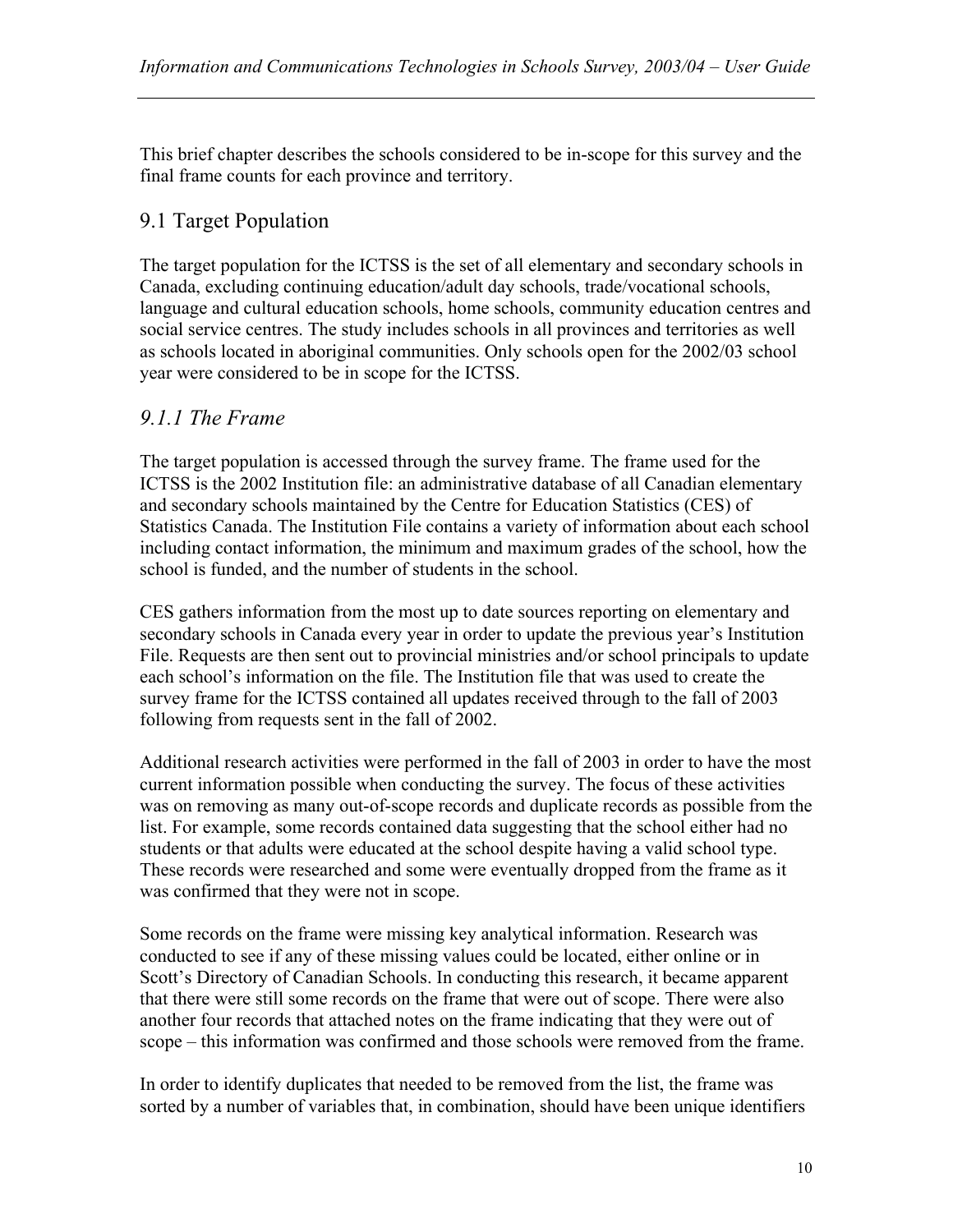This brief chapter describes the schools considered to be in-scope for this survey and the final frame counts for each province and territory.

## 9.1 Target Population

The target population for the ICTSS is the set of all elementary and secondary schools in Canada, excluding continuing education/adult day schools, trade/vocational schools, language and cultural education schools, home schools, community education centres and social service centres. The study includes schools in all provinces and territories as well as schools located in aboriginal communities. Only schools open for the 2002/03 school year were considered to be in scope for the ICTSS.

### *9.1.1 The Frame*

The target population is accessed through the survey frame. The frame used for the ICTSS is the 2002 Institution file: an administrative database of all Canadian elementary and secondary schools maintained by the Centre for Education Statistics (CES) of Statistics Canada. The Institution File contains a variety of information about each school including contact information, the minimum and maximum grades of the school, how the school is funded, and the number of students in the school.

CES gathers information from the most up to date sources reporting on elementary and secondary schools in Canada every year in order to update the previous year's Institution File. Requests are then sent out to provincial ministries and/or school principals to update each school's information on the file. The Institution file that was used to create the survey frame for the ICTSS contained all updates received through to the fall of 2003 following from requests sent in the fall of 2002.

Additional research activities were performed in the fall of 2003 in order to have the most current information possible when conducting the survey. The focus of these activities was on removing as many out-of-scope records and duplicate records as possible from the list. For example, some records contained data suggesting that the school either had no students or that adults were educated at the school despite having a valid school type. These records were researched and some were eventually dropped from the frame as it was confirmed that they were not in scope.

Some records on the frame were missing key analytical information. Research was conducted to see if any of these missing values could be located, either online or in Scott's Directory of Canadian Schools. In conducting this research, it became apparent that there were still some records on the frame that were out of scope. There were also another four records that attached notes on the frame indicating that they were out of scope – this information was confirmed and those schools were removed from the frame.

In order to identify duplicates that needed to be removed from the list, the frame was sorted by a number of variables that, in combination, should have been unique identifiers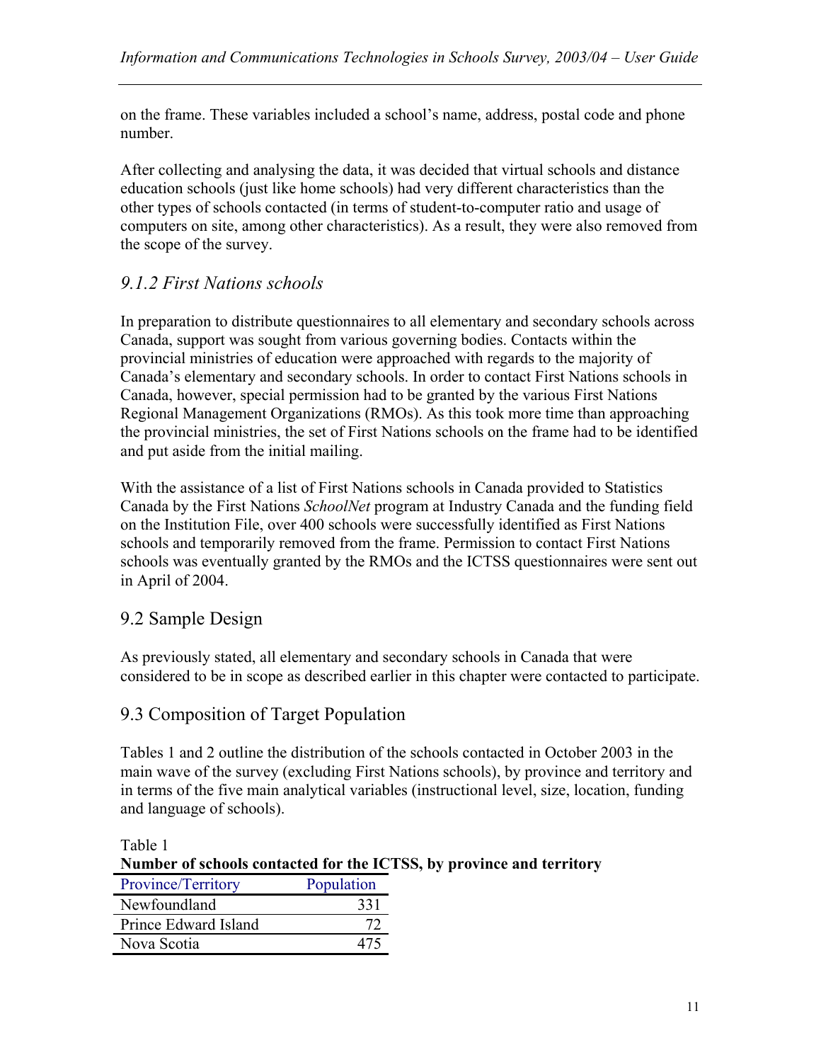on the frame. These variables included a school's name, address, postal code and phone number.

After collecting and analysing the data, it was decided that virtual schools and distance education schools (just like home schools) had very different characteristics than the other types of schools contacted (in terms of student-to-computer ratio and usage of computers on site, among other characteristics). As a result, they were also removed from the scope of the survey.

### *9.1.2 First Nations schools*

In preparation to distribute questionnaires to all elementary and secondary schools across Canada, support was sought from various governing bodies. Contacts within the provincial ministries of education were approached with regards to the majority of Canada's elementary and secondary schools. In order to contact First Nations schools in Canada, however, special permission had to be granted by the various First Nations Regional Management Organizations (RMOs). As this took more time than approaching the provincial ministries, the set of First Nations schools on the frame had to be identified and put aside from the initial mailing.

With the assistance of a list of First Nations schools in Canada provided to Statistics Canada by the First Nations *SchoolNet* program at Industry Canada and the funding field on the Institution File, over 400 schools were successfully identified as First Nations schools and temporarily removed from the frame. Permission to contact First Nations schools was eventually granted by the RMOs and the ICTSS questionnaires were sent out in April of 2004.

## 9.2 Sample Design

As previously stated, all elementary and secondary schools in Canada that were considered to be in scope as described earlier in this chapter were contacted to participate.

## 9.3 Composition of Target Population

Tables 1 and 2 outline the distribution of the schools contacted in October 2003 in the main wave of the survey (excluding First Nations schools), by province and territory and in terms of the five main analytical variables (instructional level, size, location, funding and language of schools).

Table 1
**Number of schools contacted for the ICTSS, by province and territory**

| Province/Territory | Population |
|---|---:|
| Newfoundland | 331 |
| Prince Edward Island | 72 |
| Nova Scotia | 475 |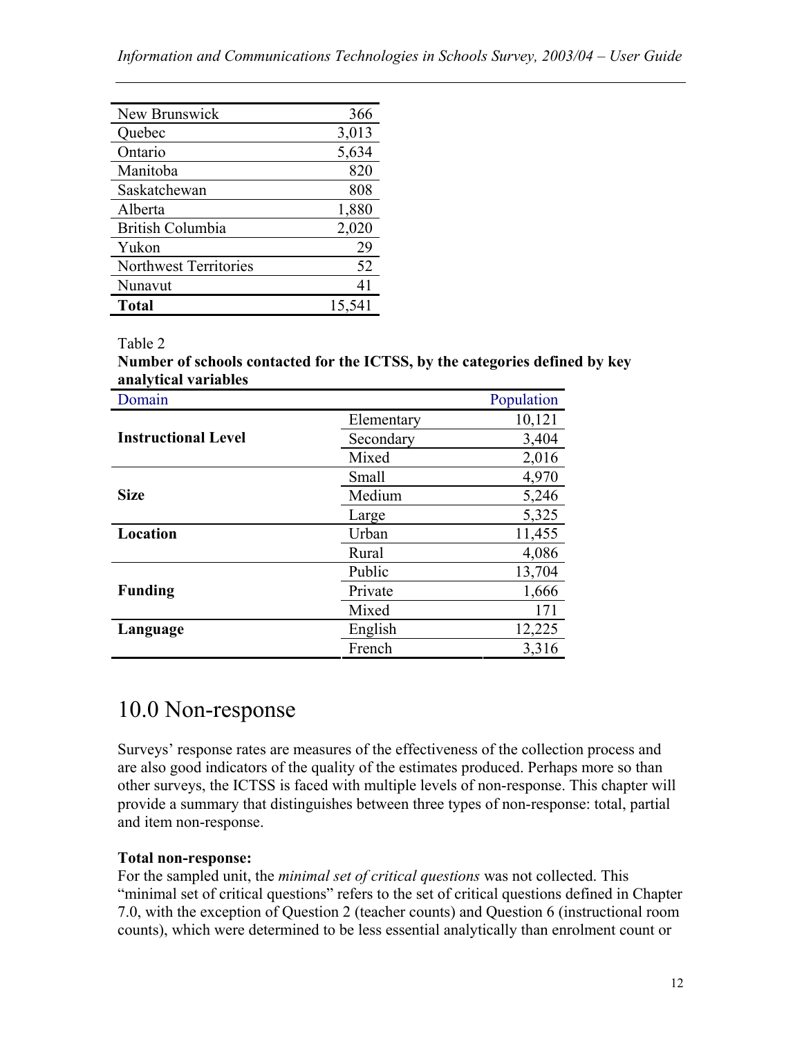| | |
|---|---|
| New Brunswick | 366 |
| Quebec | 3,013 |
| Ontario | 5,634 |
| Manitoba | 820 |
| Saskatchewan | 808 |
| Alberta | 1,880 |
| British Columbia | 2,020 |
| Yukon | 29 |
| Northwest Territories | 52 |
| Nunavut | 41 |
| **Total** | 15,541 |

Table 2
**Number of schools contacted for the ICTSS, by the categories defined by key analytical variables**

| Domain | | Population |
|---|---|---|
| **Instructional Level** | Elementary | 10,121 |
| | Secondary | 3,404 |
| | Mixed | 2,016 |
| **Size** | Small | 4,970 |
| | Medium | 5,246 |
| | Large | 5,325 |
| **Location** | Urban | 11,455 |
| | Rural | 4,086 |
| **Funding** | Public | 13,704 |
| | Private | 1,666 |
| | Mixed | 171 |
| **Language** | English | 12,225 |
| | French | 3,316 |

# 10.0 Non-response

Surveys' response rates are measures of the effectiveness of the collection process and are also good indicators of the quality of the estimates produced. Perhaps more so than other surveys, the ICTSS is faced with multiple levels of non-response. This chapter will provide a summary that distinguishes between three types of non-response: total, partial and item non-response.

**Total non-response:**
For the sampled unit, the *minimal set of critical questions* was not collected. This "minimal set of critical questions" refers to the set of critical questions defined in Chapter 7.0, with the exception of Question 2 (teacher counts) and Question 6 (instructional room counts), which were determined to be less essential analytically than enrolment count or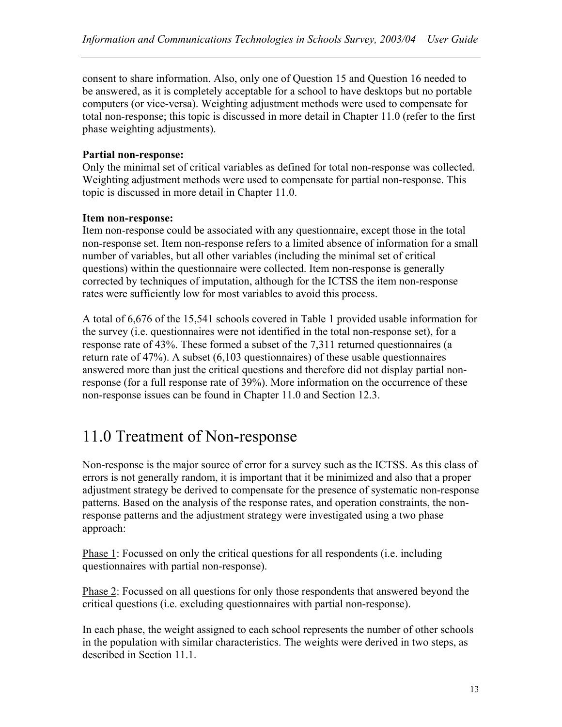consent to share information. Also, only one of Question 15 and Question 16 needed to be answered, as it is completely acceptable for a school to have desktops but no portable computers (or vice-versa). Weighting adjustment methods were used to compensate for total non-response; this topic is discussed in more detail in Chapter 11.0 (refer to the first phase weighting adjustments).

**Partial non-response:**
Only the minimal set of critical variables as defined for total non-response was collected. Weighting adjustment methods were used to compensate for partial non-response. This topic is discussed in more detail in Chapter 11.0.

**Item non-response:**
Item non-response could be associated with any questionnaire, except those in the total non-response set. Item non-response refers to a limited absence of information for a small number of variables, but all other variables (including the minimal set of critical questions) within the questionnaire were collected. Item non-response is generally corrected by techniques of imputation, although for the ICTSS the item non-response rates were sufficiently low for most variables to avoid this process.

A total of 6,676 of the 15,541 schools covered in Table 1 provided usable information for the survey (i.e. questionnaires were not identified in the total non-response set), for a response rate of 43%. These formed a subset of the 7,311 returned questionnaires (a return rate of 47%). A subset (6,103 questionnaires) of these usable questionnaires answered more than just the critical questions and therefore did not display partial non-response (for a full response rate of 39%). More information on the occurrence of these non-response issues can be found in Chapter 11.0 and Section 12.3.

# 11.0 Treatment of Non-response

Non-response is the major source of error for a survey such as the ICTSS. As this class of errors is not generally random, it is important that it be minimized and also that a proper adjustment strategy be derived to compensate for the presence of systematic non-response patterns. Based on the analysis of the response rates, and operation constraints, the non-response patterns and the adjustment strategy were investigated using a two phase approach:

<u>Phase 1</u>: Focussed on only the critical questions for all respondents (i.e. including questionnaires with partial non-response).

<u>Phase 2</u>: Focussed on all questions for only those respondents that answered beyond the critical questions (i.e. excluding questionnaires with partial non-response).

In each phase, the weight assigned to each school represents the number of other schools in the population with similar characteristics. The weights were derived in two steps, as described in Section 11.1.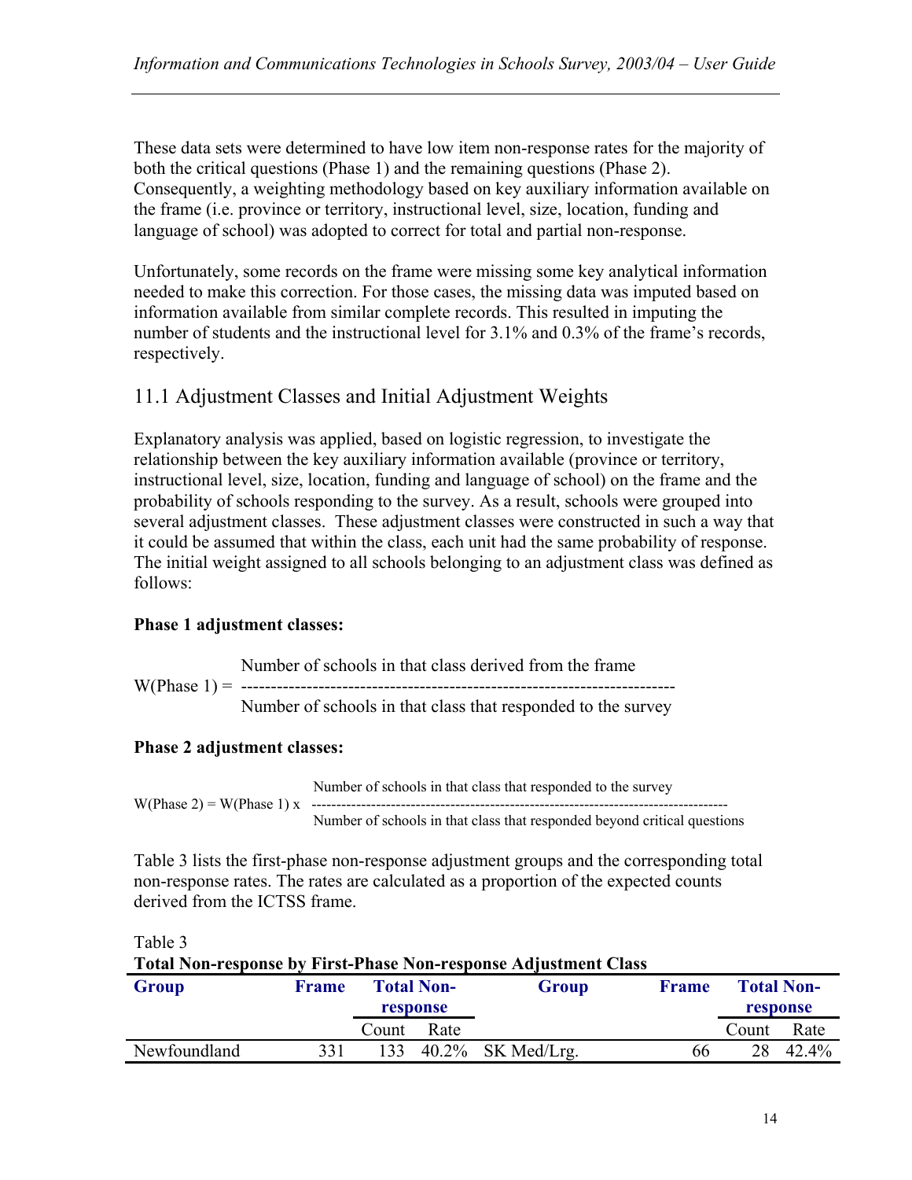These data sets were determined to have low item non-response rates for the majority of both the critical questions (Phase 1) and the remaining questions (Phase 2). Consequently, a weighting methodology based on key auxiliary information available on the frame (i.e. province or territory, instructional level, size, location, funding and language of school) was adopted to correct for total and partial non-response.

Unfortunately, some records on the frame were missing some key analytical information needed to make this correction. For those cases, the missing data was imputed based on information available from similar complete records. This resulted in imputing the number of students and the instructional level for 3.1% and 0.3% of the frame's records, respectively.

## 11.1 Adjustment Classes and Initial Adjustment Weights

Explanatory analysis was applied, based on logistic regression, to investigate the relationship between the key auxiliary information available (province or territory, instructional level, size, location, funding and language of school) on the frame and the probability of schools responding to the survey. As a result, schools were grouped into several adjustment classes. These adjustment classes were constructed in such a way that it could be assumed that within the class, each unit had the same probability of response. The initial weight assigned to all schools belonging to an adjustment class was defined as follows:

**Phase 1 adjustment classes:**

$$W(\text{Phase 1}) = \frac{\text{Number of schools in that class derived from the frame}}{\text{Number of schools in that class that responded to the survey}}$$

**Phase 2 adjustment classes:**

$$W(\text{Phase 2}) = W(\text{Phase 1}) \times \frac{\text{Number of schools in that class that responded to the survey}}{\text{Number of schools in that class that responded beyond critical questions}}$$

Table 3 lists the first-phase non-response adjustment groups and the corresponding total non-response rates. The rates are calculated as a proportion of the expected counts derived from the ICTSS frame.

Table 3
**Total Non-response by First-Phase Non-response Adjustment Class**

| Group | Frame | Total Non-response | | Group | Frame | Total Non-response | |
|---|---|---|---|---|---|---|---|
| | | Count | Rate | | | Count | Rate |
| Newfoundland | 331 | 133 | 40.2% | SK Med/Lrg. | 66 | 28 | 42.4% |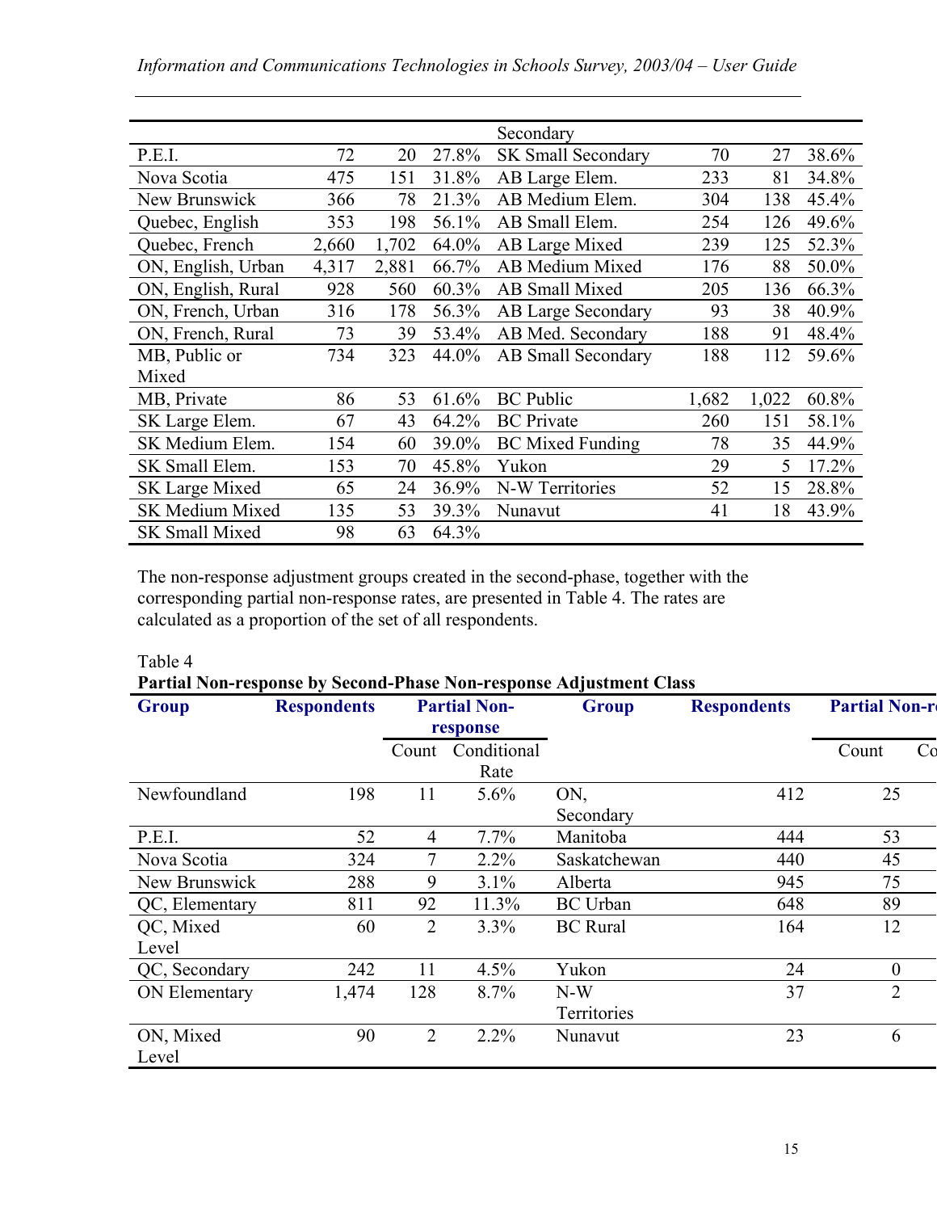|  |  |  |  | Secondary |  |  |  |
|---|---|---|---|---|---|---|---|
| P.E.I. | 72 | 20 | 27.8% | SK Small Secondary | 70 | 27 | 38.6% |
| Nova Scotia | 475 | 151 | 31.8% | AB Large Elem. | 233 | 81 | 34.8% |
| New Brunswick | 366 | 78 | 21.3% | AB Medium Elem. | 304 | 138 | 45.4% |
| Quebec, English | 353 | 198 | 56.1% | AB Small Elem. | 254 | 126 | 49.6% |
| Quebec, French | 2,660 | 1,702 | 64.0% | AB Large Mixed | 239 | 125 | 52.3% |
| ON, English, Urban | 4,317 | 2,881 | 66.7% | AB Medium Mixed | 176 | 88 | 50.0% |
| ON, English, Rural | 928 | 560 | 60.3% | AB Small Mixed | 205 | 136 | 66.3% |
| ON, French, Urban | 316 | 178 | 56.3% | AB Large Secondary | 93 | 38 | 40.9% |
| ON, French, Rural | 73 | 39 | 53.4% | AB Med. Secondary | 188 | 91 | 48.4% |
| MB, Public or Mixed | 734 | 323 | 44.0% | AB Small Secondary | 188 | 112 | 59.6% |
| MB, Private | 86 | 53 | 61.6% | BC Public | 1,682 | 1,022 | 60.8% |
| SK Large Elem. | 67 | 43 | 64.2% | BC Private | 260 | 151 | 58.1% |
| SK Medium Elem. | 154 | 60 | 39.0% | BC Mixed Funding | 78 | 35 | 44.9% |
| SK Small Elem. | 153 | 70 | 45.8% | Yukon | 29 | 5 | 17.2% |
| SK Large Mixed | 65 | 24 | 36.9% | N-W Territories | 52 | 15 | 28.8% |
| SK Medium Mixed | 135 | 53 | 39.3% | Nunavut | 41 | 18 | 43.9% |
| SK Small Mixed | 98 | 63 | 64.3% |  |  |  |  |

The non-response adjustment groups created in the second-phase, together with the corresponding partial non-response rates, are presented in Table 4. The rates are calculated as a proportion of the set of all respondents.

Table 4
**Partial Non-response by Second-Phase Non-response Adjustment Class**

| Group | Respondents | Partial Non-response |  | Group | Respondents | Partial Non-r |  |
|---|---|---|---|---|---|---|---|
|  |  | Count | Conditional Rate |  |  | Count | Co |
| Newfoundland | 198 | 11 | 5.6% | ON, Secondary | 412 | 25 |  |
| P.E.I. | 52 | 4 | 7.7% | Manitoba | 444 | 53 |  |
| Nova Scotia | 324 | 7 | 2.2% | Saskatchewan | 440 | 45 |  |
| New Brunswick | 288 | 9 | 3.1% | Alberta | 945 | 75 |  |
| QC, Elementary | 811 | 92 | 11.3% | BC Urban | 648 | 89 |  |
| QC, Mixed Level | 60 | 2 | 3.3% | BC Rural | 164 | 12 |  |
| QC, Secondary | 242 | 11 | 4.5% | Yukon | 24 | 0 |  |
| ON Elementary | 1,474 | 128 | 8.7% | N-W Territories | 37 | 2 |  |
| ON, Mixed Level | 90 | 2 | 2.2% | Nunavut | 23 | 6 |  |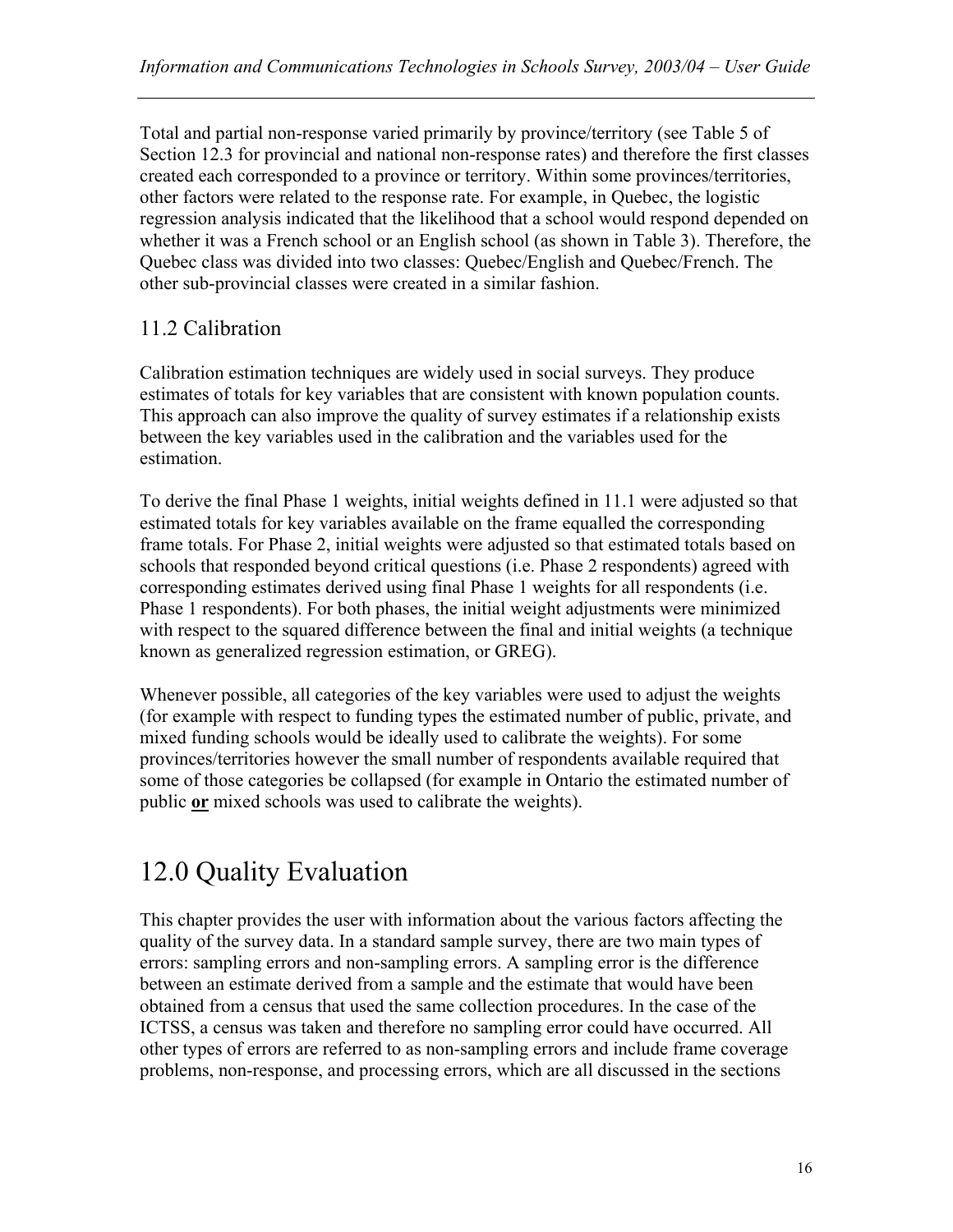Total and partial non-response varied primarily by province/territory (see Table 5 of Section 12.3 for provincial and national non-response rates) and therefore the first classes created each corresponded to a province or territory. Within some provinces/territories, other factors were related to the response rate. For example, in Quebec, the logistic regression analysis indicated that the likelihood that a school would respond depended on whether it was a French school or an English school (as shown in Table 3). Therefore, the Quebec class was divided into two classes: Quebec/English and Quebec/French. The other sub-provincial classes were created in a similar fashion.

## 11.2 Calibration

Calibration estimation techniques are widely used in social surveys. They produce estimates of totals for key variables that are consistent with known population counts. This approach can also improve the quality of survey estimates if a relationship exists between the key variables used in the calibration and the variables used for the estimation.

To derive the final Phase 1 weights, initial weights defined in 11.1 were adjusted so that estimated totals for key variables available on the frame equalled the corresponding frame totals. For Phase 2, initial weights were adjusted so that estimated totals based on schools that responded beyond critical questions (i.e. Phase 2 respondents) agreed with corresponding estimates derived using final Phase 1 weights for all respondents (i.e. Phase 1 respondents). For both phases, the initial weight adjustments were minimized with respect to the squared difference between the final and initial weights (a technique known as generalized regression estimation, or GREG).

Whenever possible, all categories of the key variables were used to adjust the weights (for example with respect to funding types the estimated number of public, private, and mixed funding schools would be ideally used to calibrate the weights). For some provinces/territories however the small number of respondents available required that some of those categories be collapsed (for example in Ontario the estimated number of public **or** mixed schools was used to calibrate the weights).

# 12.0 Quality Evaluation

This chapter provides the user with information about the various factors affecting the quality of the survey data. In a standard sample survey, there are two main types of errors: sampling errors and non-sampling errors. A sampling error is the difference between an estimate derived from a sample and the estimate that would have been obtained from a census that used the same collection procedures. In the case of the ICTSS, a census was taken and therefore no sampling error could have occurred. All other types of errors are referred to as non-sampling errors and include frame coverage problems, non-response, and processing errors, which are all discussed in the sections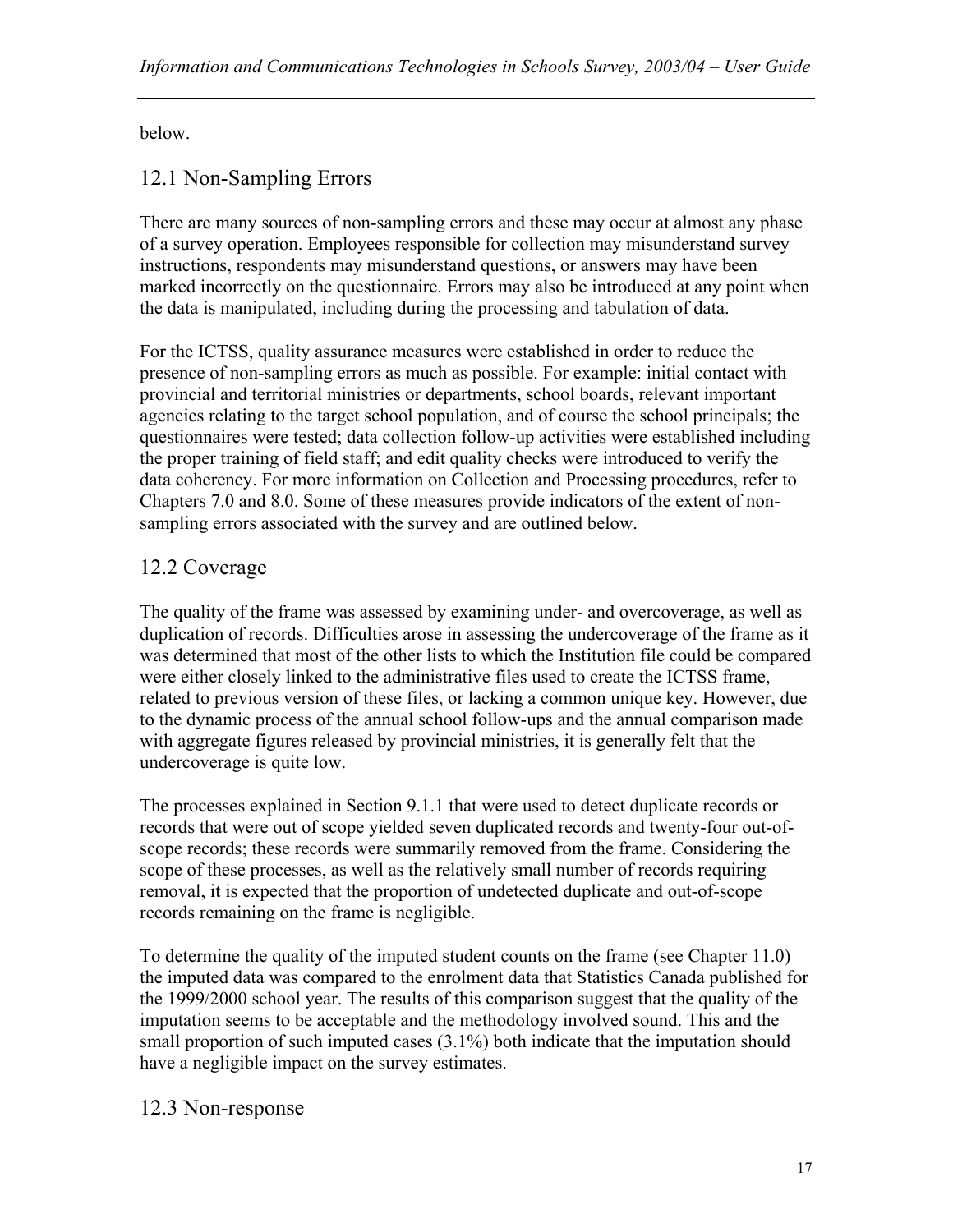below.

## 12.1 Non-Sampling Errors

There are many sources of non-sampling errors and these may occur at almost any phase of a survey operation. Employees responsible for collection may misunderstand survey instructions, respondents may misunderstand questions, or answers may have been marked incorrectly on the questionnaire. Errors may also be introduced at any point when the data is manipulated, including during the processing and tabulation of data.

For the ICTSS, quality assurance measures were established in order to reduce the presence of non-sampling errors as much as possible. For example: initial contact with provincial and territorial ministries or departments, school boards, relevant important agencies relating to the target school population, and of course the school principals; the questionnaires were tested; data collection follow-up activities were established including the proper training of field staff; and edit quality checks were introduced to verify the data coherency. For more information on Collection and Processing procedures, refer to Chapters 7.0 and 8.0. Some of these measures provide indicators of the extent of non-sampling errors associated with the survey and are outlined below.

## 12.2 Coverage

The quality of the frame was assessed by examining under- and overcoverage, as well as duplication of records. Difficulties arose in assessing the undercoverage of the frame as it was determined that most of the other lists to which the Institution file could be compared were either closely linked to the administrative files used to create the ICTSS frame, related to previous version of these files, or lacking a common unique key. However, due to the dynamic process of the annual school follow-ups and the annual comparison made with aggregate figures released by provincial ministries, it is generally felt that the undercoverage is quite low.

The processes explained in Section 9.1.1 that were used to detect duplicate records or records that were out of scope yielded seven duplicated records and twenty-four out-of-scope records; these records were summarily removed from the frame. Considering the scope of these processes, as well as the relatively small number of records requiring removal, it is expected that the proportion of undetected duplicate and out-of-scope records remaining on the frame is negligible.

To determine the quality of the imputed student counts on the frame (see Chapter 11.0) the imputed data was compared to the enrolment data that Statistics Canada published for the 1999/2000 school year. The results of this comparison suggest that the quality of the imputation seems to be acceptable and the methodology involved sound. This and the small proportion of such imputed cases (3.1%) both indicate that the imputation should have a negligible impact on the survey estimates.

## 12.3 Non-response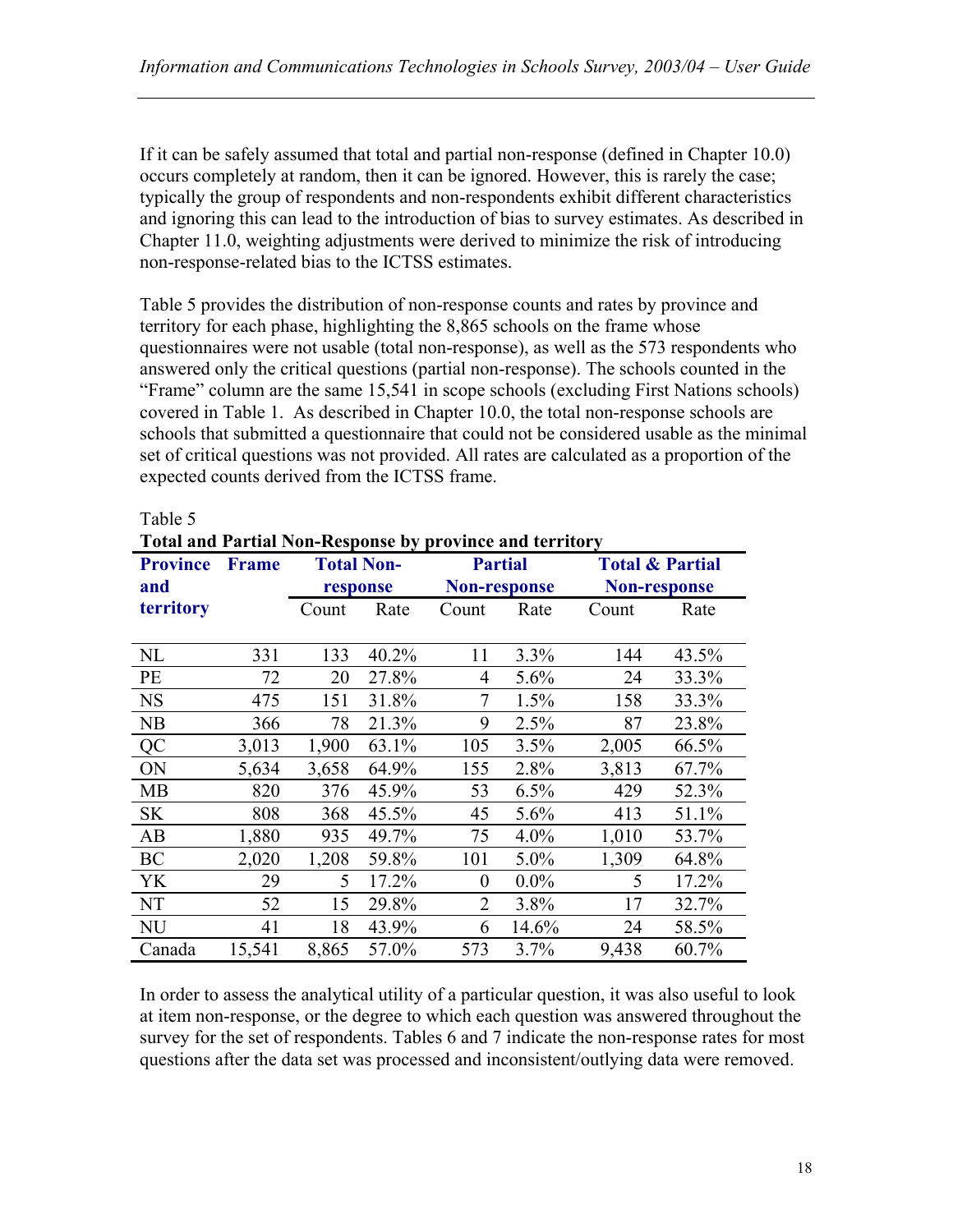If it can be safely assumed that total and partial non-response (defined in Chapter 10.0) occurs completely at random, then it can be ignored. However, this is rarely the case; typically the group of respondents and non-respondents exhibit different characteristics and ignoring this can lead to the introduction of bias to survey estimates. As described in Chapter 11.0, weighting adjustments were derived to minimize the risk of introducing non-response-related bias to the ICTSS estimates.

Table 5 provides the distribution of non-response counts and rates by province and territory for each phase, highlighting the 8,865 schools on the frame whose questionnaires were not usable (total non-response), as well as the 573 respondents who answered only the critical questions (partial non-response). The schools counted in the "Frame" column are the same 15,541 in scope schools (excluding First Nations schools) covered in Table 1. As described in Chapter 10.0, the total non-response schools are schools that submitted a questionnaire that could not be considered usable as the minimal set of critical questions was not provided. All rates are calculated as a proportion of the expected counts derived from the ICTSS frame.

Table 5

**Total and Partial Non-Response by province and territory**

| Province and territory | Frame | Total Non-response | | Partial Non-response | | Total & Partial Non-response | |
|---|---|---|---|---|---|---|---|
| | | Count | Rate | Count | Rate | Count | Rate |
| NL | 331 | 133 | 40.2% | 11 | 3.3% | 144 | 43.5% |
| PE | 72 | 20 | 27.8% | 4 | 5.6% | 24 | 33.3% |
| NS | 475 | 151 | 31.8% | 7 | 1.5% | 158 | 33.3% |
| NB | 366 | 78 | 21.3% | 9 | 2.5% | 87 | 23.8% |
| QC | 3,013 | 1,900 | 63.1% | 105 | 3.5% | 2,005 | 66.5% |
| ON | 5,634 | 3,658 | 64.9% | 155 | 2.8% | 3,813 | 67.7% |
| MB | 820 | 376 | 45.9% | 53 | 6.5% | 429 | 52.3% |
| SK | 808 | 368 | 45.5% | 45 | 5.6% | 413 | 51.1% |
| AB | 1,880 | 935 | 49.7% | 75 | 4.0% | 1,010 | 53.7% |
| BC | 2,020 | 1,208 | 59.8% | 101 | 5.0% | 1,309 | 64.8% |
| YK | 29 | 5 | 17.2% | 0 | 0.0% | 5 | 17.2% |
| NT | 52 | 15 | 29.8% | 2 | 3.8% | 17 | 32.7% |
| NU | 41 | 18 | 43.9% | 6 | 14.6% | 24 | 58.5% |
| Canada | 15,541 | 8,865 | 57.0% | 573 | 3.7% | 9,438 | 60.7% |

In order to assess the analytical utility of a particular question, it was also useful to look at item non-response, or the degree to which each question was answered throughout the survey for the set of respondents. Tables 6 and 7 indicate the non-response rates for most questions after the data set was processed and inconsistent/outlying data were removed.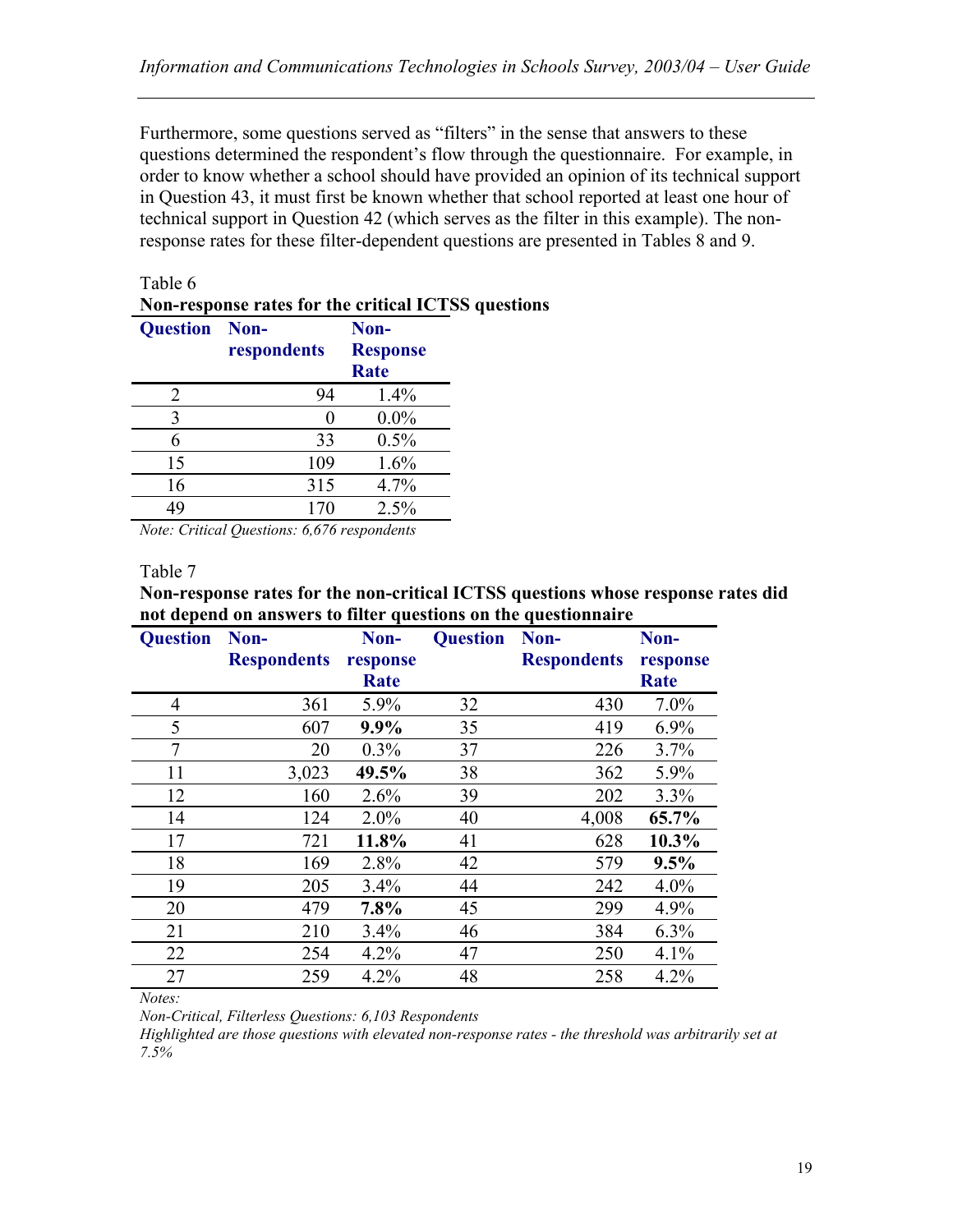Furthermore, some questions served as "filters" in the sense that answers to these questions determined the respondent's flow through the questionnaire. For example, in order to know whether a school should have provided an opinion of its technical support in Question 43, it must first be known whether that school reported at least one hour of technical support in Question 42 (which serves as the filter in this example). The non-response rates for these filter-dependent questions are presented in Tables 8 and 9.

Table 6

**Non-response rates for the critical ICTSS questions**

| Question | Non-respondents | Non-Response Rate |
|---|---|---|
| 2 | 94 | 1.4% |
| 3 | 0 | 0.0% |
| 6 | 33 | 0.5% |
| 15 | 109 | 1.6% |
| 16 | 315 | 4.7% |
| 49 | 170 | 2.5% |

*Note: Critical Questions: 6,676 respondents*

Table 7

**Non-response rates for the non-critical ICTSS questions whose response rates did not depend on answers to filter questions on the questionnaire**

| Question | Non-Respondents | Non-response Rate | Question | Non-Respondents | Non-response Rate |
|---|---|---|---|---|---|
| 4 | 361 | 5.9% | 32 | 430 | 7.0% |
| 5 | 607 | **9.9%** | 35 | 419 | 6.9% |
| 7 | 20 | 0.3% | 37 | 226 | 3.7% |
| 11 | 3,023 | **49.5%** | 38 | 362 | 5.9% |
| 12 | 160 | 2.6% | 39 | 202 | 3.3% |
| 14 | 124 | 2.0% | 40 | 4,008 | **65.7%** |
| 17 | 721 | **11.8%** | 41 | 628 | **10.3%** |
| 18 | 169 | 2.8% | 42 | 579 | **9.5%** |
| 19 | 205 | 3.4% | 44 | 242 | 4.0% |
| 20 | 479 | **7.8%** | 45 | 299 | 4.9% |
| 21 | 210 | 3.4% | 46 | 384 | 6.3% |
| 22 | 254 | 4.2% | 47 | 250 | 4.1% |
| 27 | 259 | 4.2% | 48 | 258 | 4.2% |

*Notes:*

*Non-Critical, Filterless Questions: 6,103 Respondents*

*Highlighted are those questions with elevated non-response rates - the threshold was arbitrarily set at 7.5%*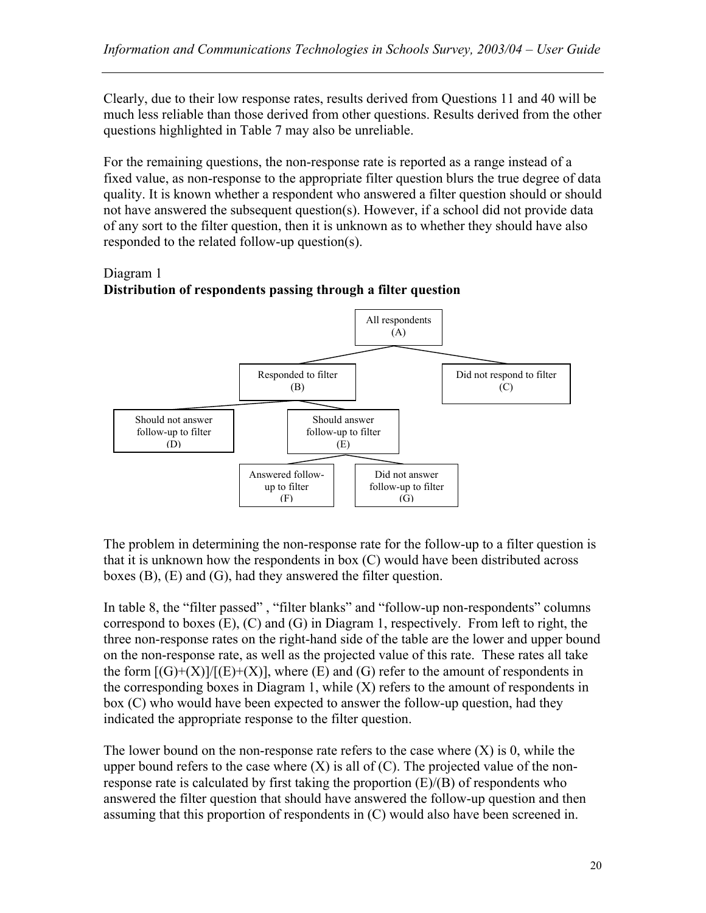Clearly, due to their low response rates, results derived from Questions 11 and 40 will be much less reliable than those derived from other questions. Results derived from the other questions highlighted in Table 7 may also be unreliable.

For the remaining questions, the non-response rate is reported as a range instead of a fixed value, as non-response to the appropriate filter question blurs the true degree of data quality. It is known whether a respondent who answered a filter question should or should not have answered the subsequent question(s). However, if a school did not provide data of any sort to the filter question, then it is unknown as to whether they should have also responded to the related follow-up question(s).

Diagram 1
**Distribution of respondents passing through a filter question**

- All respondents (A)
  - Responded to filter (B)
    - Should not answer follow-up to filter (D)
    - Should answer follow-up to filter (E)
      - Answered follow-up to filter (F)
      - Did not answer follow-up to filter (G)
  - Did not respond to filter (C)

The problem in determining the non-response rate for the follow-up to a filter question is that it is unknown how the respondents in box (C) would have been distributed across boxes (B), (E) and (G), had they answered the filter question.

In table 8, the "filter passed" , "filter blanks" and "follow-up non-respondents" columns correspond to boxes (E), (C) and (G) in Diagram 1, respectively. From left to right, the three non-response rates on the right-hand side of the table are the lower and upper bound on the non-response rate, as well as the projected value of this rate. These rates all take the form $[(G)+(X)]/[(E)+(X)]$, where (E) and (G) refer to the amount of respondents in the corresponding boxes in Diagram 1, while (X) refers to the amount of respondents in box (C) who would have been expected to answer the follow-up question, had they indicated the appropriate response to the filter question.

The lower bound on the non-response rate refers to the case where (X) is 0, while the upper bound refers to the case where (X) is all of (C). The projected value of the non-response rate is calculated by first taking the proportion $(E)/(B)$ of respondents who answered the filter question that should have answered the follow-up question and then assuming that this proportion of respondents in (C) would also have been screened in.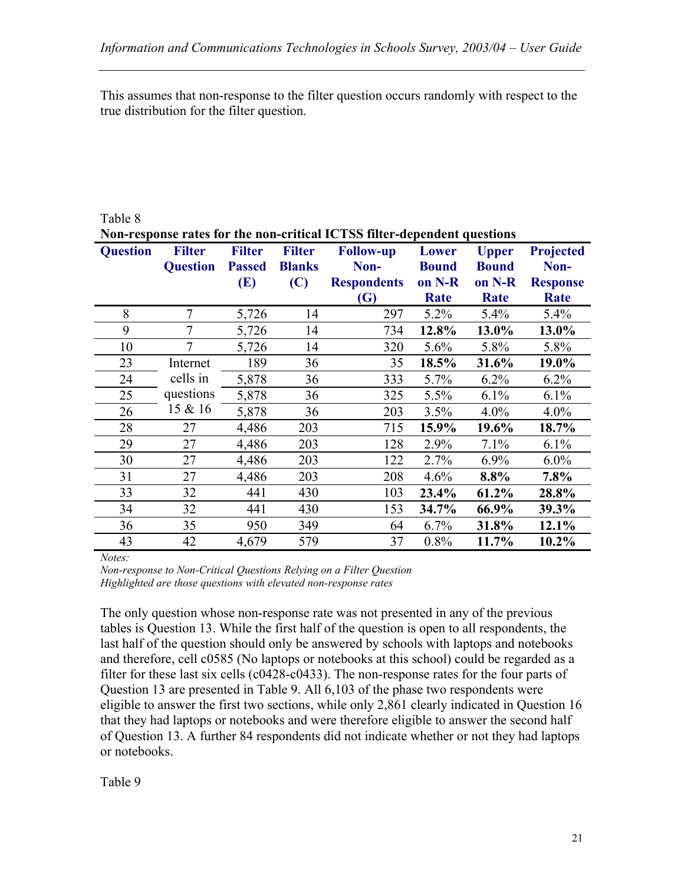This assumes that non-response to the filter question occurs randomly with respect to the true distribution for the filter question.

Table 8

**Non-response rates for the non-critical ICTSS filter-dependent questions**

| Question | Filter Question | Filter Passed (E) | Filter Blanks (C) | Follow-up Non-Respondents (G) | Lower Bound on N-R Rate | Upper Bound on N-R Rate | Projected Non-Response Rate |
|---|---|---|---|---|---|---|---|
| 8 | 7 | 5,726 | 14 | 297 | 5.2% | 5.4% | 5.4% |
| 9 | 7 | 5,726 | 14 | 734 | **12.8%** | **13.0%** | **13.0%** |
| 10 | 7 | 5,726 | 14 | 320 | 5.6% | 5.8% | 5.8% |
| 23 | Internet cells in questions 15 & 16 | 189 | 36 | 35 | **18.5%** | **31.6%** | **19.0%** |
| 24 | | 5,878 | 36 | 333 | 5.7% | 6.2% | 6.2% |
| 25 | | 5,878 | 36 | 325 | 5.5% | 6.1% | 6.1% |
| 26 | | 5,878 | 36 | 203 | 3.5% | 4.0% | 4.0% |
| 28 | 27 | 4,486 | 203 | 715 | **15.9%** | **19.6%** | **18.7%** |
| 29 | 27 | 4,486 | 203 | 128 | 2.9% | 7.1% | 6.1% |
| 30 | 27 | 4,486 | 203 | 122 | 2.7% | 6.9% | 6.0% |
| 31 | 27 | 4,486 | 203 | 208 | 4.6% | **8.8%** | **7.8%** |
| 33 | 32 | 441 | 430 | 103 | **23.4%** | **61.2%** | **28.8%** |
| 34 | 32 | 441 | 430 | 153 | **34.7%** | **66.9%** | **39.3%** |
| 36 | 35 | 950 | 349 | 64 | 6.7% | **31.8%** | **12.1%** |
| 43 | 42 | 4,679 | 579 | 37 | 0.8% | **11.7%** | **10.2%** |

*Notes:*
*Non-response to Non-Critical Questions Relying on a Filter Question*
*Highlighted are those questions with elevated non-response rates*

The only question whose non-response rate was not presented in any of the previous tables is Question 13. While the first half of the question is open to all respondents, the last half of the question should only be answered by schools with laptops and notebooks and therefore, cell c0585 (No laptops or notebooks at this school) could be regarded as a filter for these last six cells (c0428-c0433). The non-response rates for the four parts of Question 13 are presented in Table 9. All 6,103 of the phase two respondents were eligible to answer the first two sections, while only 2,861 clearly indicated in Question 16 that they had laptops or notebooks and were therefore eligible to answer the second half of Question 13. A further 84 respondents did not indicate whether or not they had laptops or notebooks.

Table 9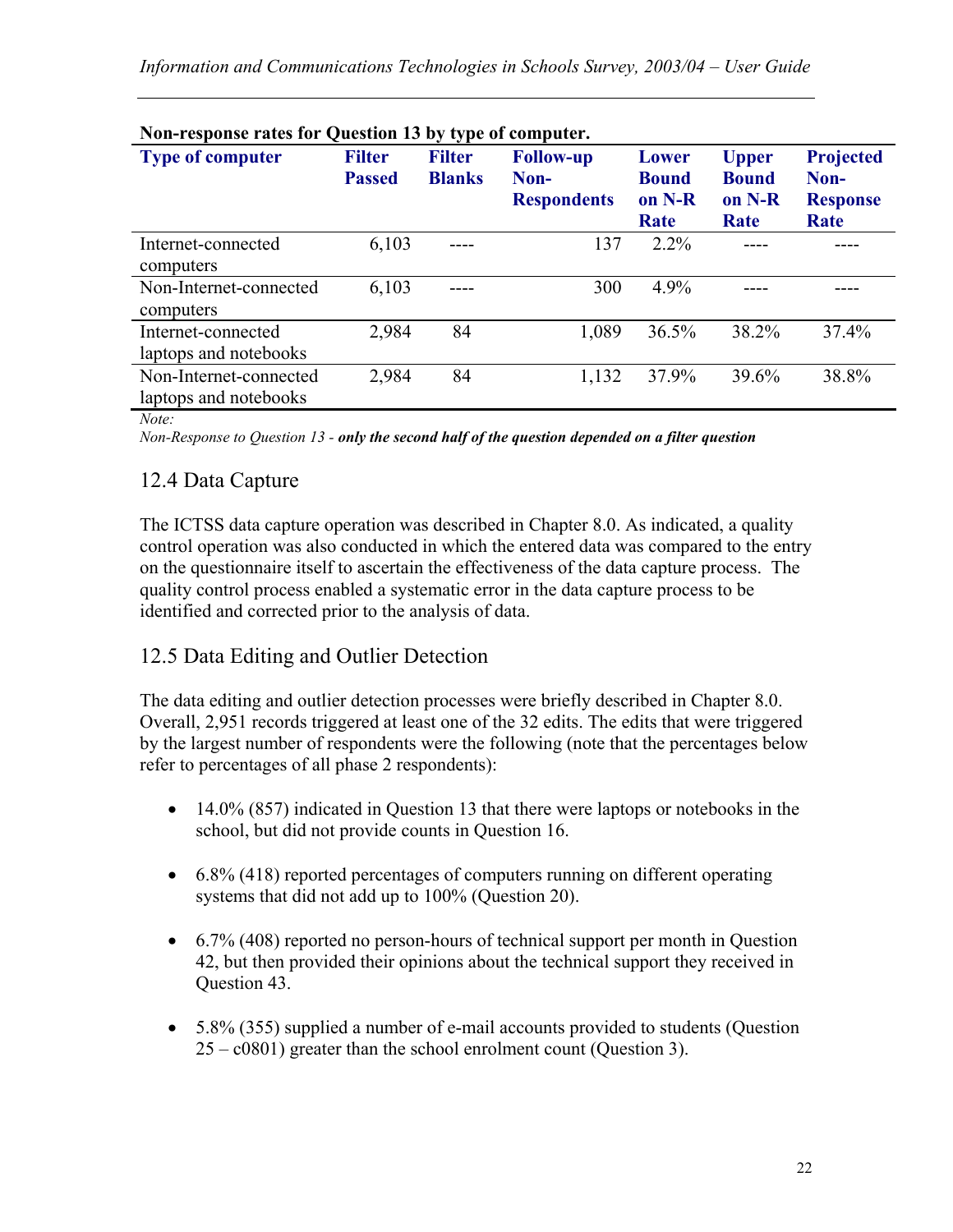**Non-response rates for Question 13 by type of computer.**

| Type of computer | Filter Passed | Filter Blanks | Follow-up Non-Respondents | Lower Bound on N-R Rate | Upper Bound on N-R Rate | Projected Non-Response Rate |
|---|---|---|---|---|---|---|
| Internet-connected computers | 6,103 | ---- | 137 | 2.2% | ---- | ---- |
| Non-Internet-connected computers | 6,103 | ---- | 300 | 4.9% | ---- | ---- |
| Internet-connected laptops and notebooks | 2,984 | 84 | 1,089 | 36.5% | 38.2% | 37.4% |
| Non-Internet-connected laptops and notebooks | 2,984 | 84 | 1,132 | 37.9% | 39.6% | 38.8% |

*Note:*

*Non-Response to Question 13 -* ***only the second half of the question depended on a filter question***

## 12.4 Data Capture

The ICTSS data capture operation was described in Chapter 8.0. As indicated, a quality control operation was also conducted in which the entered data was compared to the entry on the questionnaire itself to ascertain the effectiveness of the data capture process. The quality control process enabled a systematic error in the data capture process to be identified and corrected prior to the analysis of data.

## 12.5 Data Editing and Outlier Detection

The data editing and outlier detection processes were briefly described in Chapter 8.0. Overall, 2,951 records triggered at least one of the 32 edits. The edits that were triggered by the largest number of respondents were the following (note that the percentages below refer to percentages of all phase 2 respondents):

- 14.0% (857) indicated in Question 13 that there were laptops or notebooks in the school, but did not provide counts in Question 16.
- 6.8% (418) reported percentages of computers running on different operating systems that did not add up to 100% (Question 20).
- 6.7% (408) reported no person-hours of technical support per month in Question 42, but then provided their opinions about the technical support they received in Question 43.
- 5.8% (355) supplied a number of e-mail accounts provided to students (Question 25 – c0801) greater than the school enrolment count (Question 3).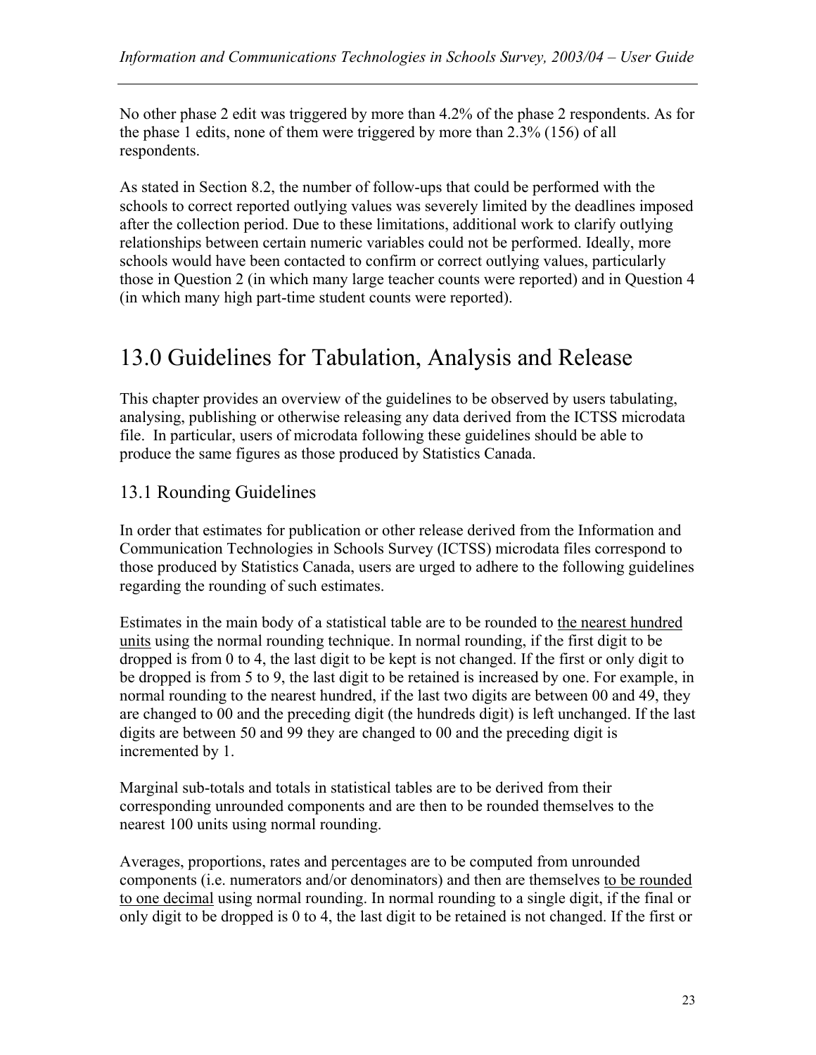No other phase 2 edit was triggered by more than 4.2% of the phase 2 respondents. As for the phase 1 edits, none of them were triggered by more than 2.3% (156) of all respondents.

As stated in Section 8.2, the number of follow-ups that could be performed with the schools to correct reported outlying values was severely limited by the deadlines imposed after the collection period. Due to these limitations, additional work to clarify outlying relationships between certain numeric variables could not be performed. Ideally, more schools would have been contacted to confirm or correct outlying values, particularly those in Question 2 (in which many large teacher counts were reported) and in Question 4 (in which many high part-time student counts were reported).

# 13.0 Guidelines for Tabulation, Analysis and Release

This chapter provides an overview of the guidelines to be observed by users tabulating, analysing, publishing or otherwise releasing any data derived from the ICTSS microdata file. In particular, users of microdata following these guidelines should be able to produce the same figures as those produced by Statistics Canada.

## 13.1 Rounding Guidelines

In order that estimates for publication or other release derived from the Information and Communication Technologies in Schools Survey (ICTSS) microdata files correspond to those produced by Statistics Canada, users are urged to adhere to the following guidelines regarding the rounding of such estimates.

Estimates in the main body of a statistical table are to be rounded to <u>the nearest hundred units</u> using the normal rounding technique. In normal rounding, if the first digit to be dropped is from 0 to 4, the last digit to be kept is not changed. If the first or only digit to be dropped is from 5 to 9, the last digit to be retained is increased by one. For example, in normal rounding to the nearest hundred, if the last two digits are between 00 and 49, they are changed to 00 and the preceding digit (the hundreds digit) is left unchanged. If the last digits are between 50 and 99 they are changed to 00 and the preceding digit is incremented by 1.

Marginal sub-totals and totals in statistical tables are to be derived from their corresponding unrounded components and are then to be rounded themselves to the nearest 100 units using normal rounding.

Averages, proportions, rates and percentages are to be computed from unrounded components (i.e. numerators and/or denominators) and then are themselves <u>to be rounded to one decimal</u> using normal rounding. In normal rounding to a single digit, if the final or only digit to be dropped is 0 to 4, the last digit to be retained is not changed. If the first or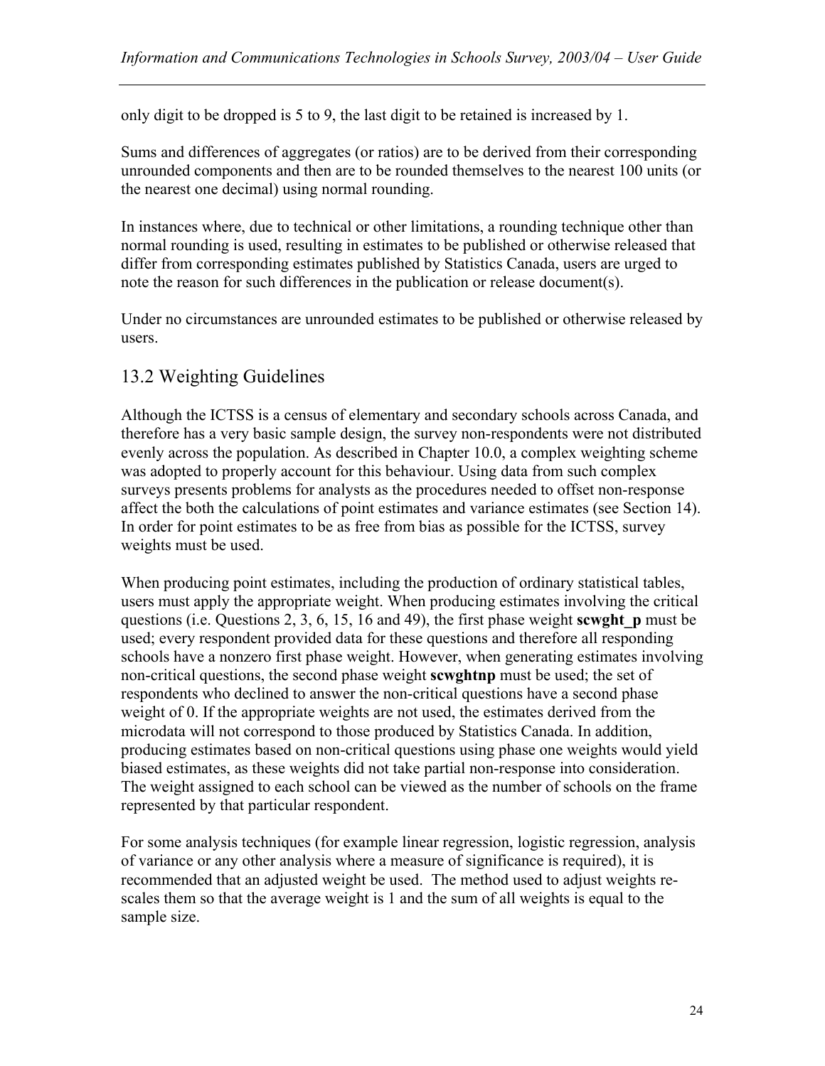only digit to be dropped is 5 to 9, the last digit to be retained is increased by 1.

Sums and differences of aggregates (or ratios) are to be derived from their corresponding unrounded components and then are to be rounded themselves to the nearest 100 units (or the nearest one decimal) using normal rounding.

In instances where, due to technical or other limitations, a rounding technique other than normal rounding is used, resulting in estimates to be published or otherwise released that differ from corresponding estimates published by Statistics Canada, users are urged to note the reason for such differences in the publication or release document(s).

Under no circumstances are unrounded estimates to be published or otherwise released by users.

## 13.2 Weighting Guidelines

Although the ICTSS is a census of elementary and secondary schools across Canada, and therefore has a very basic sample design, the survey non-respondents were not distributed evenly across the population. As described in Chapter 10.0, a complex weighting scheme was adopted to properly account for this behaviour. Using data from such complex surveys presents problems for analysts as the procedures needed to offset non-response affect the both the calculations of point estimates and variance estimates (see Section 14). In order for point estimates to be as free from bias as possible for the ICTSS, survey weights must be used.

When producing point estimates, including the production of ordinary statistical tables, users must apply the appropriate weight. When producing estimates involving the critical questions (i.e. Questions 2, 3, 6, 15, 16 and 49), the first phase weight **scwght_p** must be used; every respondent provided data for these questions and therefore all responding schools have a nonzero first phase weight. However, when generating estimates involving non-critical questions, the second phase weight **scwghtnp** must be used; the set of respondents who declined to answer the non-critical questions have a second phase weight of 0. If the appropriate weights are not used, the estimates derived from the microdata will not correspond to those produced by Statistics Canada. In addition, producing estimates based on non-critical questions using phase one weights would yield biased estimates, as these weights did not take partial non-response into consideration. The weight assigned to each school can be viewed as the number of schools on the frame represented by that particular respondent.

For some analysis techniques (for example linear regression, logistic regression, analysis of variance or any other analysis where a measure of significance is required), it is recommended that an adjusted weight be used. The method used to adjust weights re-scales them so that the average weight is 1 and the sum of all weights is equal to the sample size.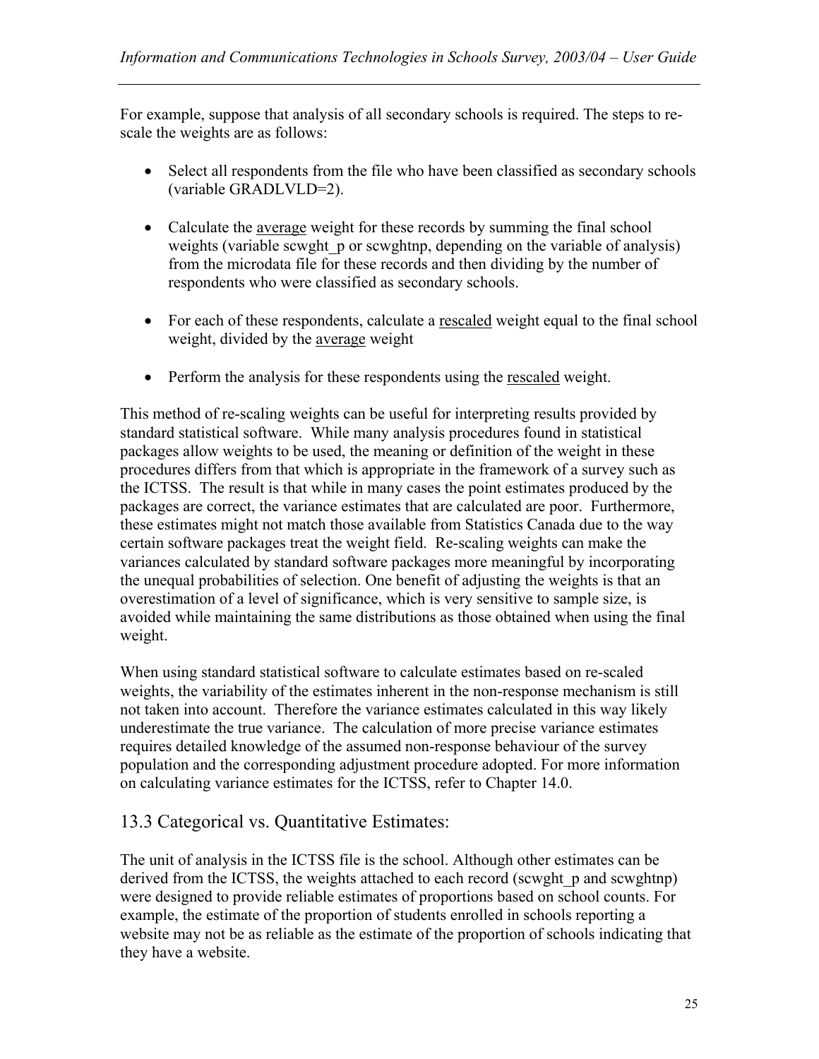For example, suppose that analysis of all secondary schools is required. The steps to re-scale the weights are as follows:

- Select all respondents from the file who have been classified as secondary schools (variable GRADLVLD=2).
- Calculate the average weight for these records by summing the final school weights (variable scwght_p or scwghtnp, depending on the variable of analysis) from the microdata file for these records and then dividing by the number of respondents who were classified as secondary schools.
- For each of these respondents, calculate a rescaled weight equal to the final school weight, divided by the average weight
- Perform the analysis for these respondents using the rescaled weight.

This method of re-scaling weights can be useful for interpreting results provided by standard statistical software. While many analysis procedures found in statistical packages allow weights to be used, the meaning or definition of the weight in these procedures differs from that which is appropriate in the framework of a survey such as the ICTSS. The result is that while in many cases the point estimates produced by the packages are correct, the variance estimates that are calculated are poor. Furthermore, these estimates might not match those available from Statistics Canada due to the way certain software packages treat the weight field. Re-scaling weights can make the variances calculated by standard software packages more meaningful by incorporating the unequal probabilities of selection. One benefit of adjusting the weights is that an overestimation of a level of significance, which is very sensitive to sample size, is avoided while maintaining the same distributions as those obtained when using the final weight.

When using standard statistical software to calculate estimates based on re-scaled weights, the variability of the estimates inherent in the non-response mechanism is still not taken into account. Therefore the variance estimates calculated in this way likely underestimate the true variance. The calculation of more precise variance estimates requires detailed knowledge of the assumed non-response behaviour of the survey population and the corresponding adjustment procedure adopted. For more information on calculating variance estimates for the ICTSS, refer to Chapter 14.0.

## 13.3 Categorical vs. Quantitative Estimates:

The unit of analysis in the ICTSS file is the school. Although other estimates can be derived from the ICTSS, the weights attached to each record (scwght_p and scwghtnp) were designed to provide reliable estimates of proportions based on school counts. For example, the estimate of the proportion of students enrolled in schools reporting a website may not be as reliable as the estimate of the proportion of schools indicating that they have a website.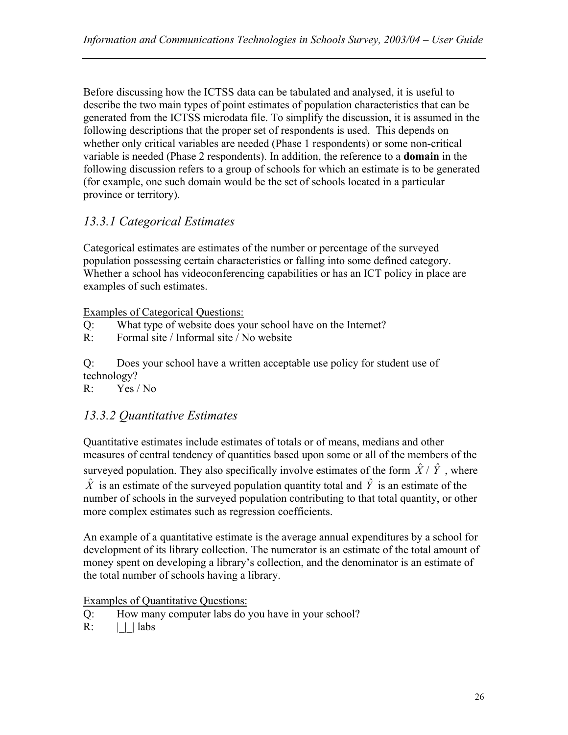Before discussing how the ICTSS data can be tabulated and analysed, it is useful to describe the two main types of point estimates of population characteristics that can be generated from the ICTSS microdata file. To simplify the discussion, it is assumed in the following descriptions that the proper set of respondents is used. This depends on whether only critical variables are needed (Phase 1 respondents) or some non-critical variable is needed (Phase 2 respondents). In addition, the reference to a **domain** in the following discussion refers to a group of schools for which an estimate is to be generated (for example, one such domain would be the set of schools located in a particular province or territory).

### *13.3.1 Categorical Estimates*

Categorical estimates are estimates of the number or percentage of the surveyed population possessing certain characteristics or falling into some defined category. Whether a school has videoconferencing capabilities or has an ICT policy in place are examples of such estimates.

<u>Examples of Categorical Questions:</u>

Q: What type of website does your school have on the Internet?
R: Formal site / Informal site / No website

Q: Does your school have a written acceptable use policy for student use of technology?
R: Yes / No

### *13.3.2 Quantitative Estimates*

Quantitative estimates include estimates of totals or of means, medians and other measures of central tendency of quantities based upon some or all of the members of the surveyed population. They also specifically involve estimates of the form $\hat{X} / \hat{Y}$, where $\hat{X}$ is an estimate of the surveyed population quantity total and $\hat{Y}$ is an estimate of the number of schools in the surveyed population contributing to that total quantity, or other more complex estimates such as regression coefficients.

An example of a quantitative estimate is the average annual expenditures by a school for development of its library collection. The numerator is an estimate of the total amount of money spent on developing a library's collection, and the denominator is an estimate of the total number of schools having a library.

<u>Examples of Quantitative Questions:</u>

Q: How many computer labs do you have in your school?
R: |_|_| labs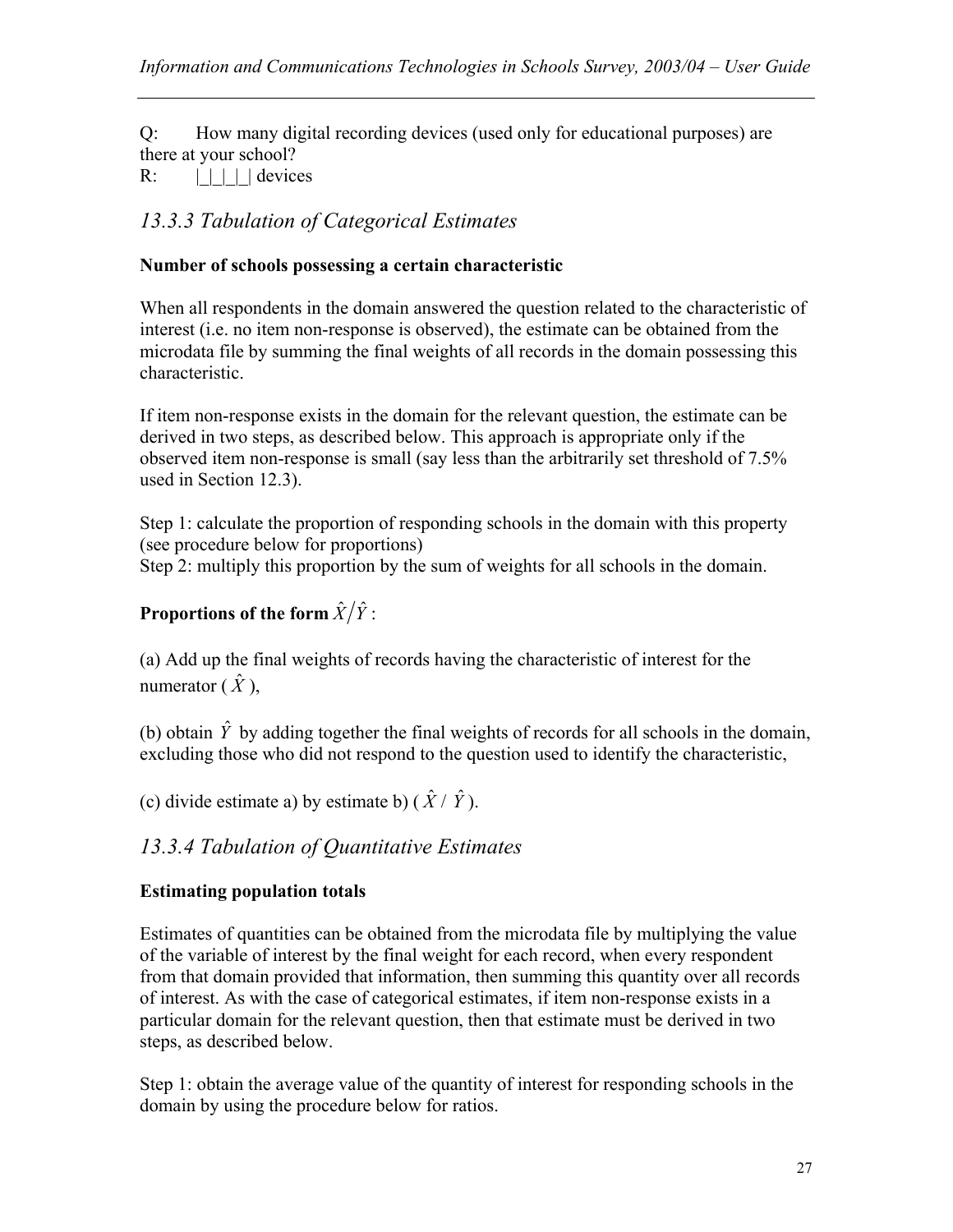Q: How many digital recording devices (used only for educational purposes) are there at your school?

R: |_|_|_|_| devices

## *13.3.3 Tabulation of Categorical Estimates*

**Number of schools possessing a certain characteristic**

When all respondents in the domain answered the question related to the characteristic of interest (i.e. no item non-response is observed), the estimate can be obtained from the microdata file by summing the final weights of all records in the domain possessing this characteristic.

If item non-response exists in the domain for the relevant question, the estimate can be derived in two steps, as described below. This approach is appropriate only if the observed item non-response is small (say less than the arbitrarily set threshold of 7.5% used in Section 12.3).

Step 1: calculate the proportion of responding schools in the domain with this property (see procedure below for proportions)
Step 2: multiply this proportion by the sum of weights for all schools in the domain.

**Proportions of the form $\hat{X}/\hat{Y}$:**

(a) Add up the final weights of records having the characteristic of interest for the numerator ( $\hat{X}$ ),

(b) obtain $\hat{Y}$ by adding together the final weights of records for all schools in the domain, excluding those who did not respond to the question used to identify the characteristic,

(c) divide estimate a) by estimate b) ( $\hat{X}$ / $\hat{Y}$ ).

## *13.3.4 Tabulation of Quantitative Estimates*

**Estimating population totals**

Estimates of quantities can be obtained from the microdata file by multiplying the value of the variable of interest by the final weight for each record, when every respondent from that domain provided that information, then summing this quantity over all records of interest. As with the case of categorical estimates, if item non-response exists in a particular domain for the relevant question, then that estimate must be derived in two steps, as described below.

Step 1: obtain the average value of the quantity of interest for responding schools in the domain by using the procedure below for ratios.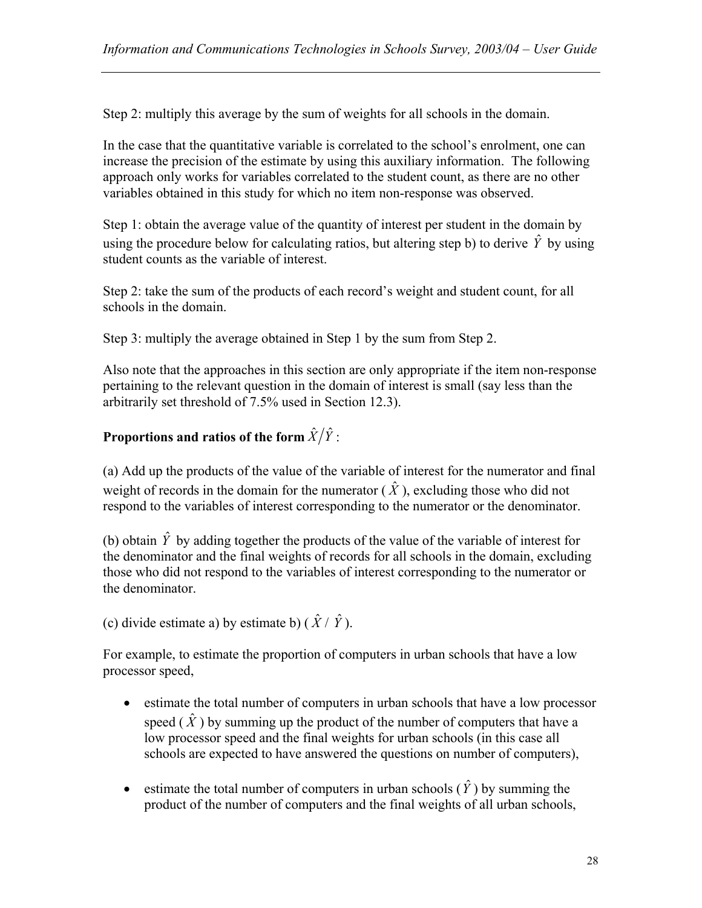Step 2: multiply this average by the sum of weights for all schools in the domain.

In the case that the quantitative variable is correlated to the school's enrolment, one can increase the precision of the estimate by using this auxiliary information. The following approach only works for variables correlated to the student count, as there are no other variables obtained in this study for which no item non-response was observed.

Step 1: obtain the average value of the quantity of interest per student in the domain by using the procedure below for calculating ratios, but altering step b) to derive $\hat{Y}$ by using student counts as the variable of interest.

Step 2: take the sum of the products of each record's weight and student count, for all schools in the domain.

Step 3: multiply the average obtained in Step 1 by the sum from Step 2.

Also note that the approaches in this section are only appropriate if the item non-response pertaining to the relevant question in the domain of interest is small (say less than the arbitrarily set threshold of 7.5% used in Section 12.3).

**Proportions and ratios of the form $\hat{X}/\hat{Y}$:**

(a) Add up the products of the value of the variable of interest for the numerator and final weight of records in the domain for the numerator ( $\hat{X}$ ), excluding those who did not respond to the variables of interest corresponding to the numerator or the denominator.

(b) obtain $\hat{Y}$ by adding together the products of the value of the variable of interest for the denominator and the final weights of records for all schools in the domain, excluding those who did not respond to the variables of interest corresponding to the numerator or the denominator.

(c) divide estimate a) by estimate b) ( $\hat{X}$ / $\hat{Y}$ ).

For example, to estimate the proportion of computers in urban schools that have a low processor speed,

- estimate the total number of computers in urban schools that have a low processor speed ( $\hat{X}$ ) by summing up the product of the number of computers that have a low processor speed and the final weights for urban schools (in this case all schools are expected to have answered the questions on number of computers),
- estimate the total number of computers in urban schools ( $\hat{Y}$ ) by summing the product of the number of computers and the final weights of all urban schools,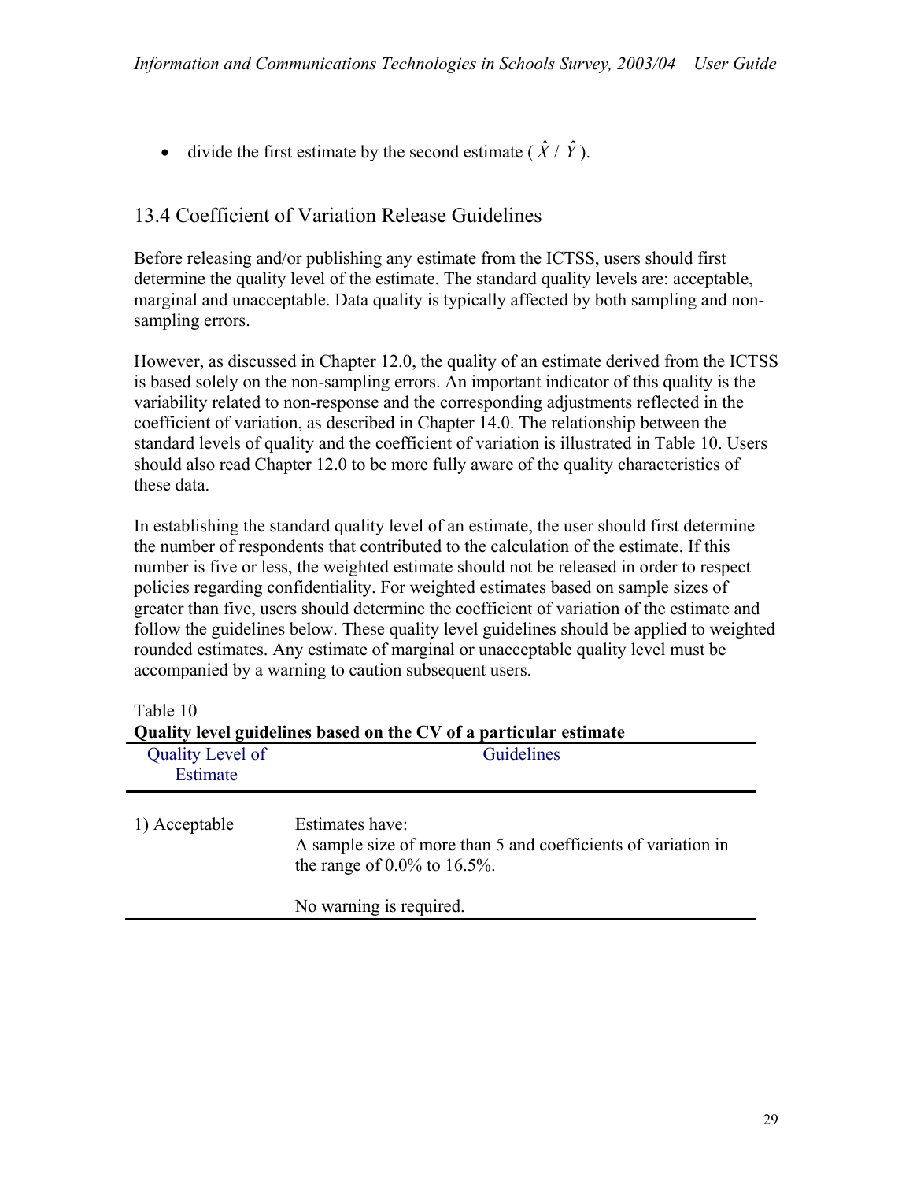- divide the first estimate by the second estimate ( $\hat{X}$ / $\hat{Y}$ ).

## 13.4 Coefficient of Variation Release Guidelines

Before releasing and/or publishing any estimate from the ICTSS, users should first determine the quality level of the estimate. The standard quality levels are: acceptable, marginal and unacceptable. Data quality is typically affected by both sampling and non-sampling errors.

However, as discussed in Chapter 12.0, the quality of an estimate derived from the ICTSS is based solely on the non-sampling errors. An important indicator of this quality is the variability related to non-response and the corresponding adjustments reflected in the coefficient of variation, as described in Chapter 14.0. The relationship between the standard levels of quality and the coefficient of variation is illustrated in Table 10. Users should also read Chapter 12.0 to be more fully aware of the quality characteristics of these data.

In establishing the standard quality level of an estimate, the user should first determine the number of respondents that contributed to the calculation of the estimate. If this number is five or less, the weighted estimate should not be released in order to respect policies regarding confidentiality. For weighted estimates based on sample sizes of greater than five, users should determine the coefficient of variation of the estimate and follow the guidelines below. These quality level guidelines should be applied to weighted rounded estimates. Any estimate of marginal or unacceptable quality level must be accompanied by a warning to caution subsequent users.

Table 10
**Quality level guidelines based on the CV of a particular estimate**

| Quality Level of Estimate | Guidelines |
|---|---|
| 1) Acceptable | Estimates have:<br>A sample size of more than 5 and coefficients of variation in the range of 0.0% to 16.5%.<br><br>No warning is required. |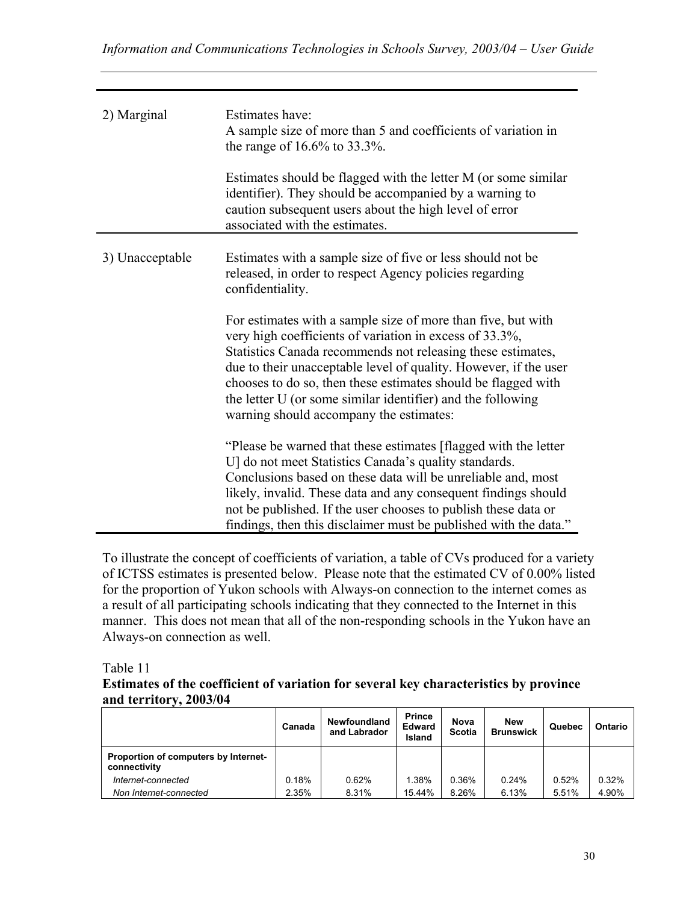| | |
|---|---|
| 2) Marginal | Estimates have:<br>A sample size of more than 5 and coefficients of variation in the range of 16.6% to 33.3%.<br><br>Estimates should be flagged with the letter M (or some similar identifier). They should be accompanied by a warning to caution subsequent users about the high level of error associated with the estimates. |
| 3) Unacceptable | Estimates with a sample size of five or less should not be released, in order to respect Agency policies regarding confidentiality.<br><br>For estimates with a sample size of more than five, but with very high coefficients of variation in excess of 33.3%, Statistics Canada recommends not releasing these estimates, due to their unacceptable level of quality. However, if the user chooses to do so, then these estimates should be flagged with the letter U (or some similar identifier) and the following warning should accompany the estimates:<br><br>"Please be warned that these estimates [flagged with the letter U] do not meet Statistics Canada's quality standards. Conclusions based on these data will be unreliable and, most likely, invalid. These data and any consequent findings should not be published. If the user chooses to publish these data or findings, then this disclaimer must be published with the data." |

To illustrate the concept of coefficients of variation, a table of CVs produced for a variety of ICTSS estimates is presented below. Please note that the estimated CV of 0.00% listed for the proportion of Yukon schools with Always-on connection to the internet comes as a result of all participating schools indicating that they connected to the Internet in this manner. This does not mean that all of the non-responding schools in the Yukon have an Always-on connection as well.

Table 11

**Estimates of the coefficient of variation for several key characteristics by province and territory, 2003/04**

| | Canada | Newfoundland and Labrador | Prince Edward Island | Nova Scotia | New Brunswick | Quebec | Ontario |
|---|---|---|---|---|---|---|---|
| **Proportion of computers by Internet-connectivity** | | | | | | | |
| *Internet-connected* | 0.18% | 0.62% | 1.38% | 0.36% | 0.24% | 0.52% | 0.32% |
| *Non Internet-connected* | 2.35% | 8.31% | 15.44% | 8.26% | 6.13% | 5.51% | 4.90% |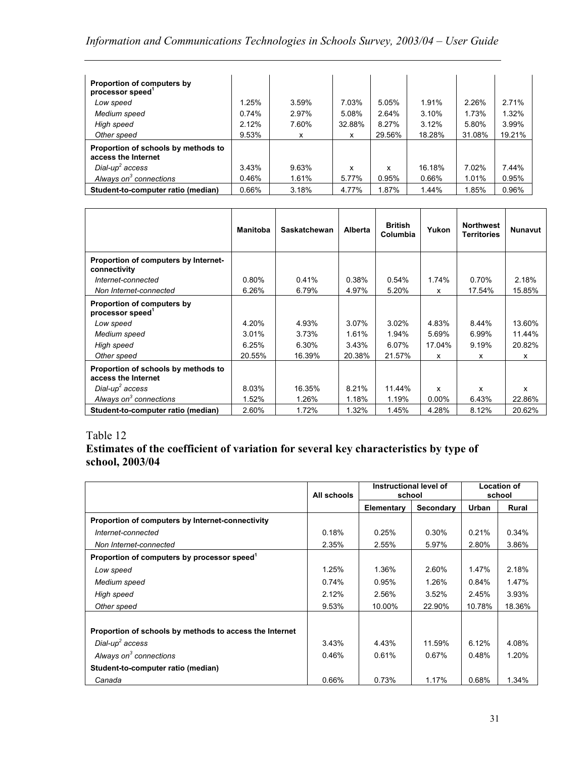| | | | | | | | |
|---|---|---|---|---|---|---|---|
| **Proportion of computers by processor speed**[1] | | | | | | | |
| *Low speed* | 1.25% | 3.59% | 7.03% | 5.05% | 1.91% | 2.26% | 2.71% |
| *Medium speed* | 0.74% | 2.97% | 5.08% | 2.64% | 3.10% | 1.73% | 1.32% |
| *High speed* | 2.12% | 7.60% | 32.88% | 8.27% | 3.12% | 5.80% | 3.99% |
| *Other speed* | 9.53% | x | x | 29.56% | 18.28% | 31.08% | 19.21% |
| **Proportion of schools by methods to access the Internet** | | | | | | | |
| *Dial-up*[2] *access* | 3.43% | 9.63% | x | x | 16.18% | 7.02% | 7.44% |
| *Always on*[3] *connections* | 0.46% | 1.61% | 5.77% | 0.95% | 0.66% | 1.01% | 0.95% |
| **Student-to-computer ratio (median)** | 0.66% | 3.18% | 4.77% | 1.87% | 1.44% | 1.85% | 0.96% |

| | Manitoba | Saskatchewan | Alberta | British Columbia | Yukon | Northwest Territories | Nunavut |
|---|---|---|---|---|---|---|---|
| **Proportion of computers by Internet-connectivity** | | | | | | | |
| *Internet-connected* | 0.80% | 0.41% | 0.38% | 0.54% | 1.74% | 0.70% | 2.18% |
| *Non Internet-connected* | 6.26% | 6.79% | 4.97% | 5.20% | x | 17.54% | 15.85% |
| **Proportion of computers by processor speed**[1] | | | | | | | |
| *Low speed* | 4.20% | 4.93% | 3.07% | 3.02% | 4.83% | 8.44% | 13.60% |
| *Medium speed* | 3.01% | 3.73% | 1.61% | 1.94% | 5.69% | 6.99% | 11.44% |
| *High speed* | 6.25% | 6.30% | 3.43% | 6.07% | 17.04% | 9.19% | 20.82% |
| *Other speed* | 20.55% | 16.39% | 20.38% | 21.57% | x | x | x |
| **Proportion of schools by methods to access the Internet** | | | | | | | |
| *Dial-up*[2] *access* | 8.03% | 16.35% | 8.21% | 11.44% | x | x | x |
| *Always on*[3] *connections* | 1.52% | 1.26% | 1.18% | 1.19% | 0.00% | 6.43% | 22.86% |
| **Student-to-computer ratio (median)** | 2.60% | 1.72% | 1.32% | 1.45% | 4.28% | 8.12% | 20.62% |

Table 12

## Estimates of the coefficient of variation for several key characteristics by type of school, 2003/04

| | All schools | Instructional level of school | | Location of school | |
|---|---|---|---|---|---|
| | | Elementary | Secondary | Urban | Rural |
| **Proportion of computers by Internet-connectivity** | | | | | |
| *Internet-connected* | 0.18% | 0.25% | 0.30% | 0.21% | 0.34% |
| *Non Internet-connected* | 2.35% | 2.55% | 5.97% | 2.80% | 3.86% |
| **Proportion of computers by processor speed**[1] | | | | | |
| *Low speed* | 1.25% | 1.36% | 2.60% | 1.47% | 2.18% |
| *Medium speed* | 0.74% | 0.95% | 1.26% | 0.84% | 1.47% |
| *High speed* | 2.12% | 2.56% | 3.52% | 2.45% | 3.93% |
| *Other speed* | 9.53% | 10.00% | 22.90% | 10.78% | 18.36% |
| **Proportion of schools by methods to access the Internet** | | | | | |
| *Dial-up*[2] *access* | 3.43% | 4.43% | 11.59% | 6.12% | 4.08% |
| *Always on*[3] *connections* | 0.46% | 0.61% | 0.67% | 0.48% | 1.20% |
| **Student-to-computer ratio (median)** | | | | | |
| *Canada* | 0.66% | 0.73% | 1.17% | 0.68% | 1.34% |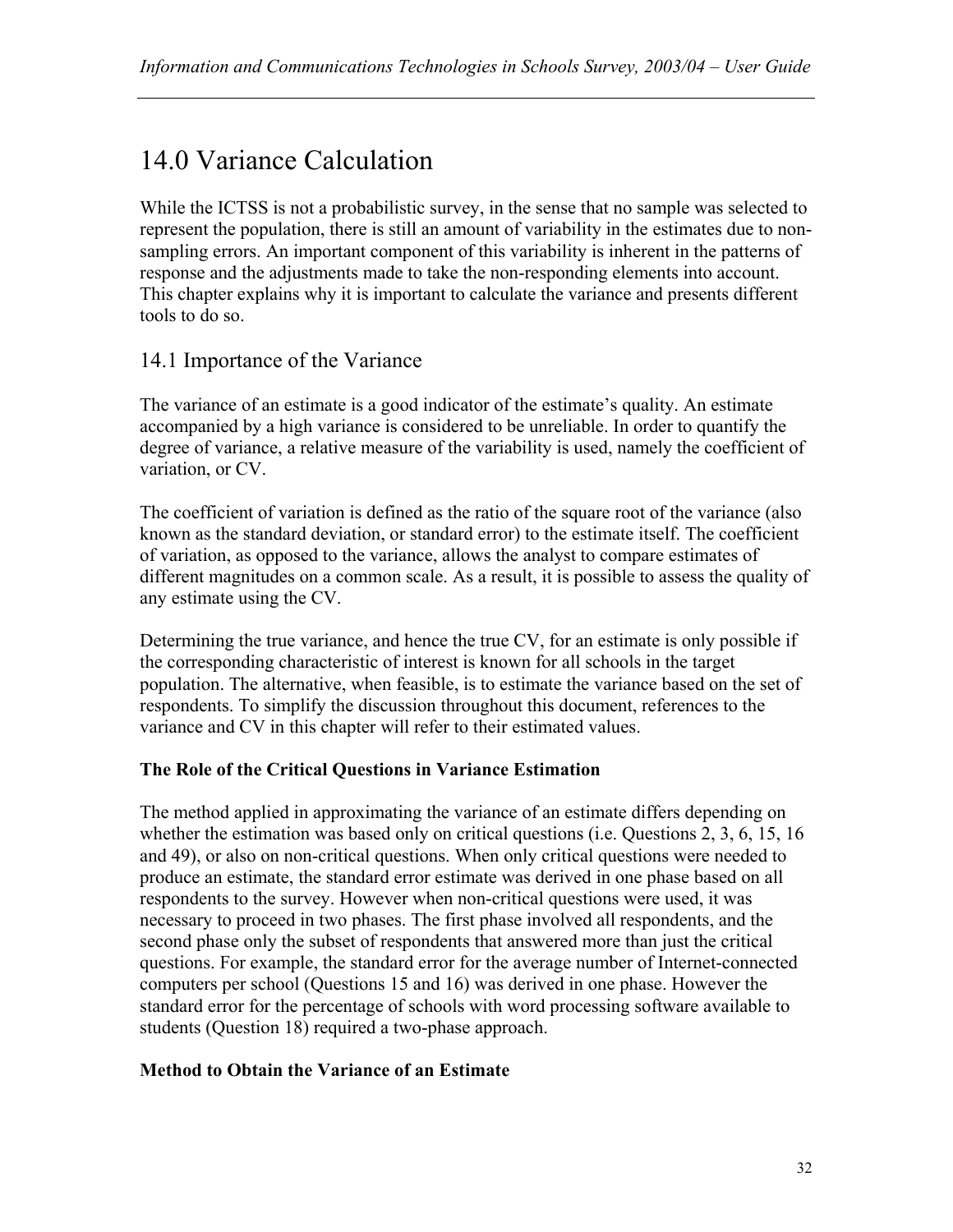# 14.0 Variance Calculation

While the ICTSS is not a probabilistic survey, in the sense that no sample was selected to represent the population, there is still an amount of variability in the estimates due to non-sampling errors. An important component of this variability is inherent in the patterns of response and the adjustments made to take the non-responding elements into account. This chapter explains why it is important to calculate the variance and presents different tools to do so.

## 14.1 Importance of the Variance

The variance of an estimate is a good indicator of the estimate's quality. An estimate accompanied by a high variance is considered to be unreliable. In order to quantify the degree of variance, a relative measure of the variability is used, namely the coefficient of variation, or CV.

The coefficient of variation is defined as the ratio of the square root of the variance (also known as the standard deviation, or standard error) to the estimate itself. The coefficient of variation, as opposed to the variance, allows the analyst to compare estimates of different magnitudes on a common scale. As a result, it is possible to assess the quality of any estimate using the CV.

Determining the true variance, and hence the true CV, for an estimate is only possible if the corresponding characteristic of interest is known for all schools in the target population. The alternative, when feasible, is to estimate the variance based on the set of respondents. To simplify the discussion throughout this document, references to the variance and CV in this chapter will refer to their estimated values.

**The Role of the Critical Questions in Variance Estimation**

The method applied in approximating the variance of an estimate differs depending on whether the estimation was based only on critical questions (i.e. Questions 2, 3, 6, 15, 16 and 49), or also on non-critical questions. When only critical questions were needed to produce an estimate, the standard error estimate was derived in one phase based on all respondents to the survey. However when non-critical questions were used, it was necessary to proceed in two phases. The first phase involved all respondents, and the second phase only the subset of respondents that answered more than just the critical questions. For example, the standard error for the average number of Internet-connected computers per school (Questions 15 and 16) was derived in one phase. However the standard error for the percentage of schools with word processing software available to students (Question 18) required a two-phase approach.

**Method to Obtain the Variance of an Estimate**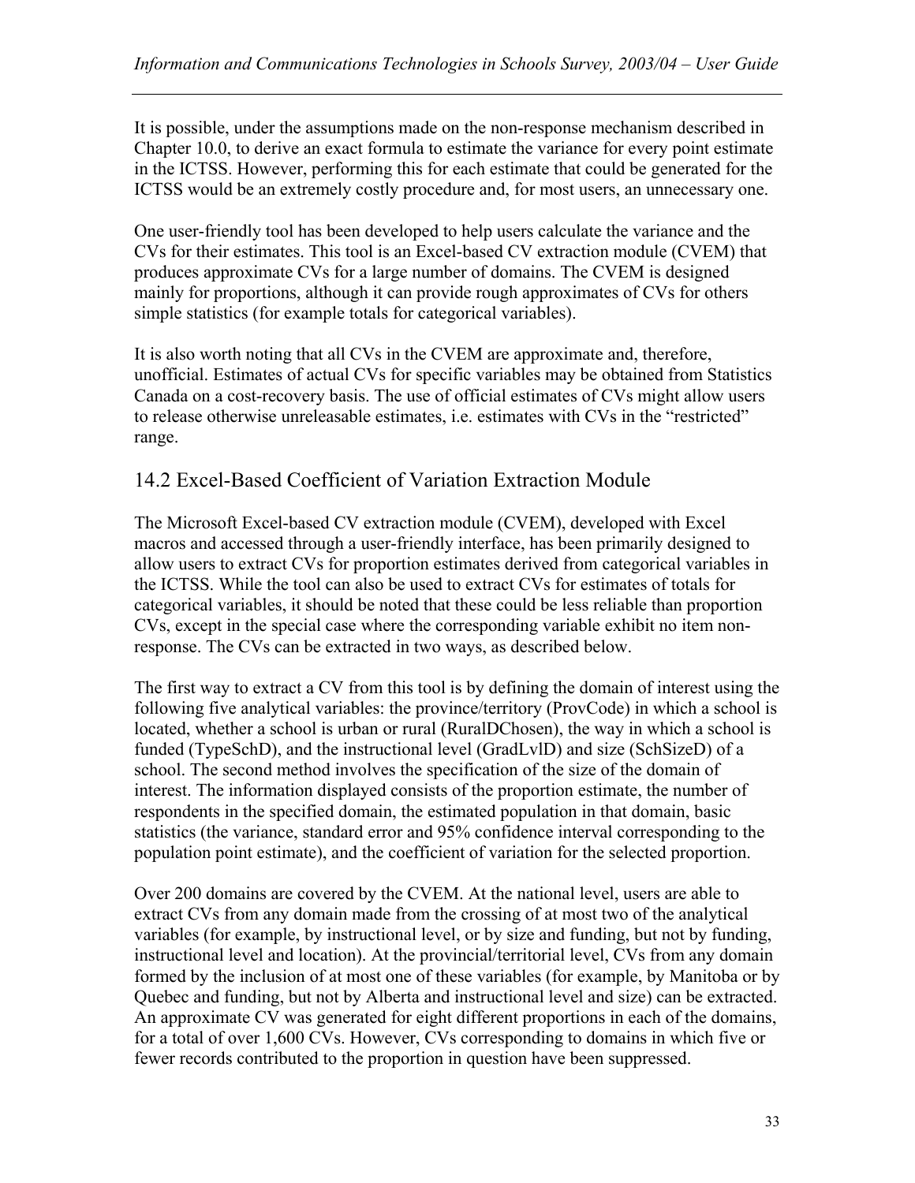It is possible, under the assumptions made on the non-response mechanism described in Chapter 10.0, to derive an exact formula to estimate the variance for every point estimate in the ICTSS. However, performing this for each estimate that could be generated for the ICTSS would be an extremely costly procedure and, for most users, an unnecessary one.

One user-friendly tool has been developed to help users calculate the variance and the CVs for their estimates. This tool is an Excel-based CV extraction module (CVEM) that produces approximate CVs for a large number of domains. The CVEM is designed mainly for proportions, although it can provide rough approximates of CVs for others simple statistics (for example totals for categorical variables).

It is also worth noting that all CVs in the CVEM are approximate and, therefore, unofficial. Estimates of actual CVs for specific variables may be obtained from Statistics Canada on a cost-recovery basis. The use of official estimates of CVs might allow users to release otherwise unreleasable estimates, i.e. estimates with CVs in the "restricted" range.

## 14.2 Excel-Based Coefficient of Variation Extraction Module

The Microsoft Excel-based CV extraction module (CVEM), developed with Excel macros and accessed through a user-friendly interface, has been primarily designed to allow users to extract CVs for proportion estimates derived from categorical variables in the ICTSS. While the tool can also be used to extract CVs for estimates of totals for categorical variables, it should be noted that these could be less reliable than proportion CVs, except in the special case where the corresponding variable exhibit no item non-response. The CVs can be extracted in two ways, as described below.

The first way to extract a CV from this tool is by defining the domain of interest using the following five analytical variables: the province/territory (ProvCode) in which a school is located, whether a school is urban or rural (RuralDChosen), the way in which a school is funded (TypeSchD), and the instructional level (GradLvlD) and size (SchSizeD) of a school. The second method involves the specification of the size of the domain of interest. The information displayed consists of the proportion estimate, the number of respondents in the specified domain, the estimated population in that domain, basic statistics (the variance, standard error and 95% confidence interval corresponding to the population point estimate), and the coefficient of variation for the selected proportion.

Over 200 domains are covered by the CVEM. At the national level, users are able to extract CVs from any domain made from the crossing of at most two of the analytical variables (for example, by instructional level, or by size and funding, but not by funding, instructional level and location). At the provincial/territorial level, CVs from any domain formed by the inclusion of at most one of these variables (for example, by Manitoba or by Quebec and funding, but not by Alberta and instructional level and size) can be extracted. An approximate CV was generated for eight different proportions in each of the domains, for a total of over 1,600 CVs. However, CVs corresponding to domains in which five or fewer records contributed to the proportion in question have been suppressed.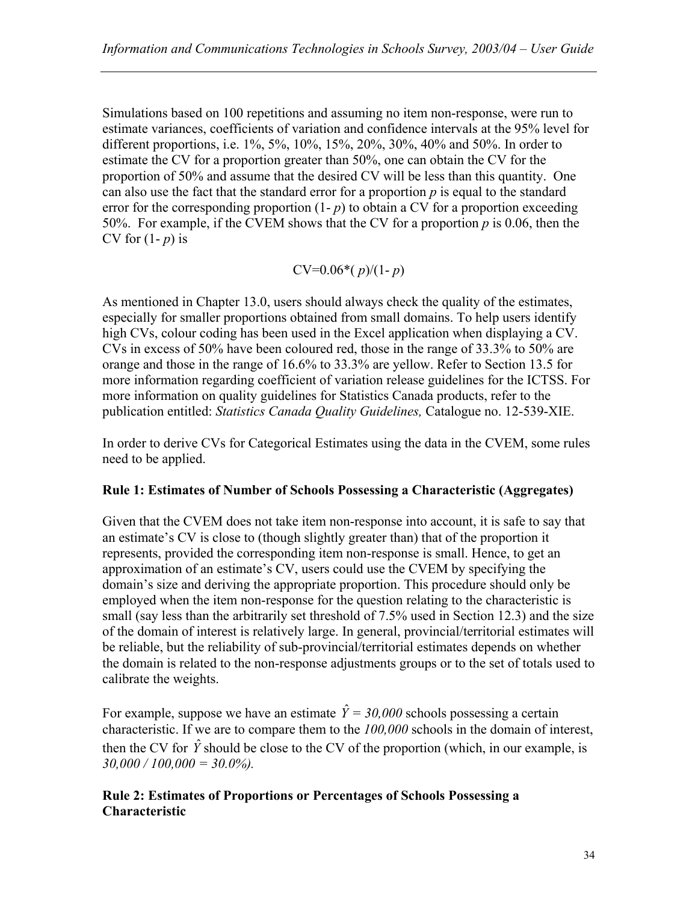Simulations based on 100 repetitions and assuming no item non-response, were run to estimate variances, coefficients of variation and confidence intervals at the 95% level for different proportions, i.e. 1%, 5%, 10%, 15%, 20%, 30%, 40% and 50%. In order to estimate the CV for a proportion greater than 50%, one can obtain the CV for the proportion of 50% and assume that the desired CV will be less than this quantity. One can also use the fact that the standard error for a proportion $p$ is equal to the standard error for the corresponding proportion $(1- p)$ to obtain a CV for a proportion exceeding 50%. For example, if the CVEM shows that the CV for a proportion $p$ is 0.06, then the CV for $(1- p)$ is

$$CV=0.06*(p)/(1-p)$$

As mentioned in Chapter 13.0, users should always check the quality of the estimates, especially for smaller proportions obtained from small domains. To help users identify high CVs, colour coding has been used in the Excel application when displaying a CV. CVs in excess of 50% have been coloured red, those in the range of 33.3% to 50% are orange and those in the range of 16.6% to 33.3% are yellow. Refer to Section 13.5 for more information regarding coefficient of variation release guidelines for the ICTSS. For more information on quality guidelines for Statistics Canada products, refer to the publication entitled: *Statistics Canada Quality Guidelines,* Catalogue no. 12-539-XIE.

In order to derive CVs for Categorical Estimates using the data in the CVEM, some rules need to be applied.

**Rule 1: Estimates of Number of Schools Possessing a Characteristic (Aggregates)**

Given that the CVEM does not take item non-response into account, it is safe to say that an estimate's CV is close to (though slightly greater than) that of the proportion it represents, provided the corresponding item non-response is small. Hence, to get an approximation of an estimate's CV, users could use the CVEM by specifying the domain's size and deriving the appropriate proportion. This procedure should only be employed when the item non-response for the question relating to the characteristic is small (say less than the arbitrarily set threshold of 7.5% used in Section 12.3) and the size of the domain of interest is relatively large. In general, provincial/territorial estimates will be reliable, but the reliability of sub-provincial/territorial estimates depends on whether the domain is related to the non-response adjustments groups or to the set of totals used to calibrate the weights.

For example, suppose we have an estimate $\hat{Y} = 30,000$ schools possessing a certain characteristic. If we are to compare them to the *100,000* schools in the domain of interest, then the CV for $\hat{Y}$ should be close to the CV of the proportion (which, in our example, is *30,000 / 100,000 = 30.0%).*

**Rule 2: Estimates of Proportions or Percentages of Schools Possessing a Characteristic**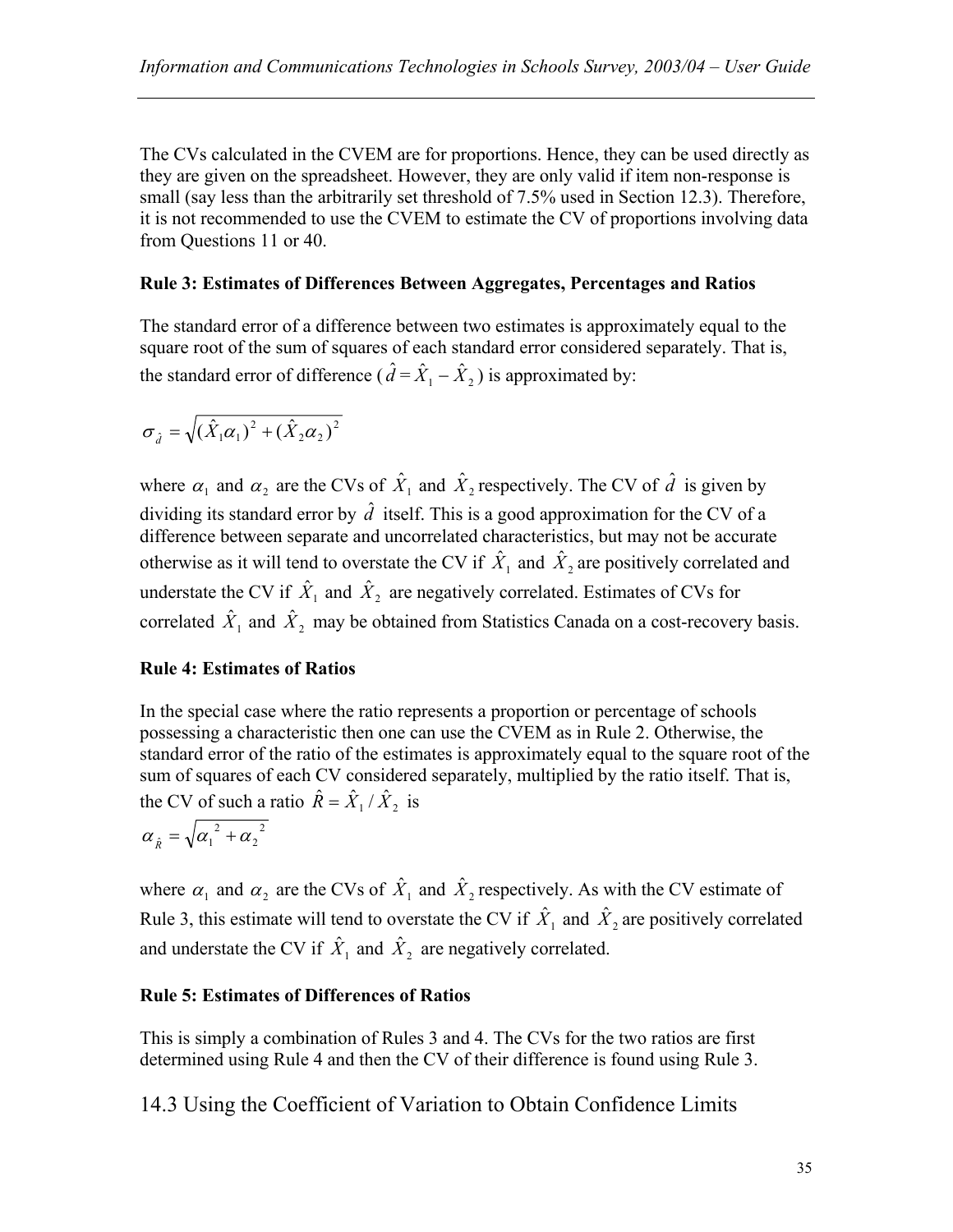The CVs calculated in the CVEM are for proportions. Hence, they can be used directly as they are given on the spreadsheet. However, they are only valid if item non-response is small (say less than the arbitrarily set threshold of 7.5% used in Section 12.3). Therefore, it is not recommended to use the CVEM to estimate the CV of proportions involving data from Questions 11 or 40.

**Rule 3: Estimates of Differences Between Aggregates, Percentages and Ratios**

The standard error of a difference between two estimates is approximately equal to the square root of the sum of squares of each standard error considered separately. That is, the standard error of difference ($\hat{d} = \hat{X}_1 - \hat{X}_2$) is approximated by:

$$\sigma_{\hat{d}} = \sqrt{(\hat{X}_1\alpha_1)^2 + (\hat{X}_2\alpha_2)^2}$$

where $\alpha_1$ and $\alpha_2$ are the CVs of $\hat{X}_1$ and $\hat{X}_2$ respectively. The CV of $\hat{d}$ is given by dividing its standard error by $\hat{d}$ itself. This is a good approximation for the CV of a difference between separate and uncorrelated characteristics, but may not be accurate otherwise as it will tend to overstate the CV if $\hat{X}_1$ and $\hat{X}_2$ are positively correlated and understate the CV if $\hat{X}_1$ and $\hat{X}_2$ are negatively correlated. Estimates of CVs for correlated $\hat{X}_1$ and $\hat{X}_2$ may be obtained from Statistics Canada on a cost-recovery basis.

**Rule 4: Estimates of Ratios**

In the special case where the ratio represents a proportion or percentage of schools possessing a characteristic then one can use the CVEM as in Rule 2. Otherwise, the standard error of the ratio of the estimates is approximately equal to the square root of the sum of squares of each CV considered separately, multiplied by the ratio itself. That is, the CV of such a ratio $\hat{R} = \hat{X}_1 / \hat{X}_2$ is

$$\alpha_{\hat{R}} = \sqrt{\alpha_1^{\,2} + \alpha_2^{\,2}}$$

where $\alpha_1$ and $\alpha_2$ are the CVs of $\hat{X}_1$ and $\hat{X}_2$ respectively. As with the CV estimate of Rule 3, this estimate will tend to overstate the CV if $\hat{X}_1$ and $\hat{X}_2$ are positively correlated and understate the CV if $\hat{X}_1$ and $\hat{X}_2$ are negatively correlated.

**Rule 5: Estimates of Differences of Ratios**

This is simply a combination of Rules 3 and 4. The CVs for the two ratios are first determined using Rule 4 and then the CV of their difference is found using Rule 3.

## 14.3 Using the Coefficient of Variation to Obtain Confidence Limits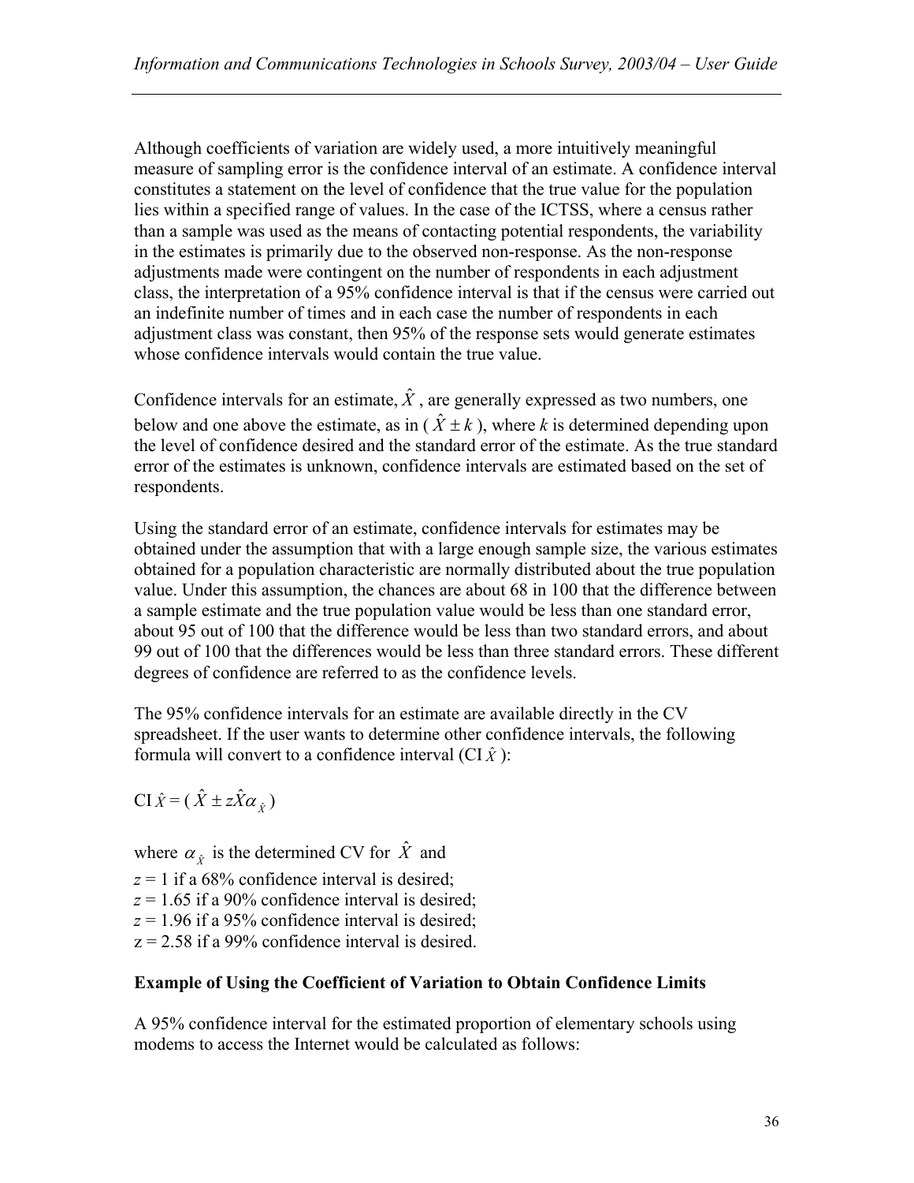Although coefficients of variation are widely used, a more intuitively meaningful measure of sampling error is the confidence interval of an estimate. A confidence interval constitutes a statement on the level of confidence that the true value for the population lies within a specified range of values. In the case of the ICTSS, where a census rather than a sample was used as the means of contacting potential respondents, the variability in the estimates is primarily due to the observed non-response. As the non-response adjustments made were contingent on the number of respondents in each adjustment class, the interpretation of a 95% confidence interval is that if the census were carried out an indefinite number of times and in each case the number of respondents in each adjustment class was constant, then 95% of the response sets would generate estimates whose confidence intervals would contain the true value.

Confidence intervals for an estimate, $\hat{X}$, are generally expressed as two numbers, one below and one above the estimate, as in ( $\hat{X} \pm k$ ), where $k$ is determined depending upon the level of confidence desired and the standard error of the estimate. As the true standard error of the estimates is unknown, confidence intervals are estimated based on the set of respondents.

Using the standard error of an estimate, confidence intervals for estimates may be obtained under the assumption that with a large enough sample size, the various estimates obtained for a population characteristic are normally distributed about the true population value. Under this assumption, the chances are about 68 in 100 that the difference between a sample estimate and the true population value would be less than one standard error, about 95 out of 100 that the difference would be less than two standard errors, and about 99 out of 100 that the differences would be less than three standard errors. These different degrees of confidence are referred to as the confidence levels.

The 95% confidence intervals for an estimate are available directly in the CV spreadsheet. If the user wants to determine other confidence intervals, the following formula will convert to a confidence interval (CI $\hat{X}$ ):

$$\text{CI}\,\hat{X} = (\,\hat{X} \pm z\hat{X}\alpha_{\hat{X}}\,)$$

where $\alpha_{\hat{X}}$ is the determined CV for $\hat{X}$ and

$z = 1$ if a 68% confidence interval is desired;
$z = 1.65$ if a 90% confidence interval is desired;
$z = 1.96$ if a 95% confidence interval is desired;
$z = 2.58$ if a 99% confidence interval is desired.

**Example of Using the Coefficient of Variation to Obtain Confidence Limits**

A 95% confidence interval for the estimated proportion of elementary schools using modems to access the Internet would be calculated as follows: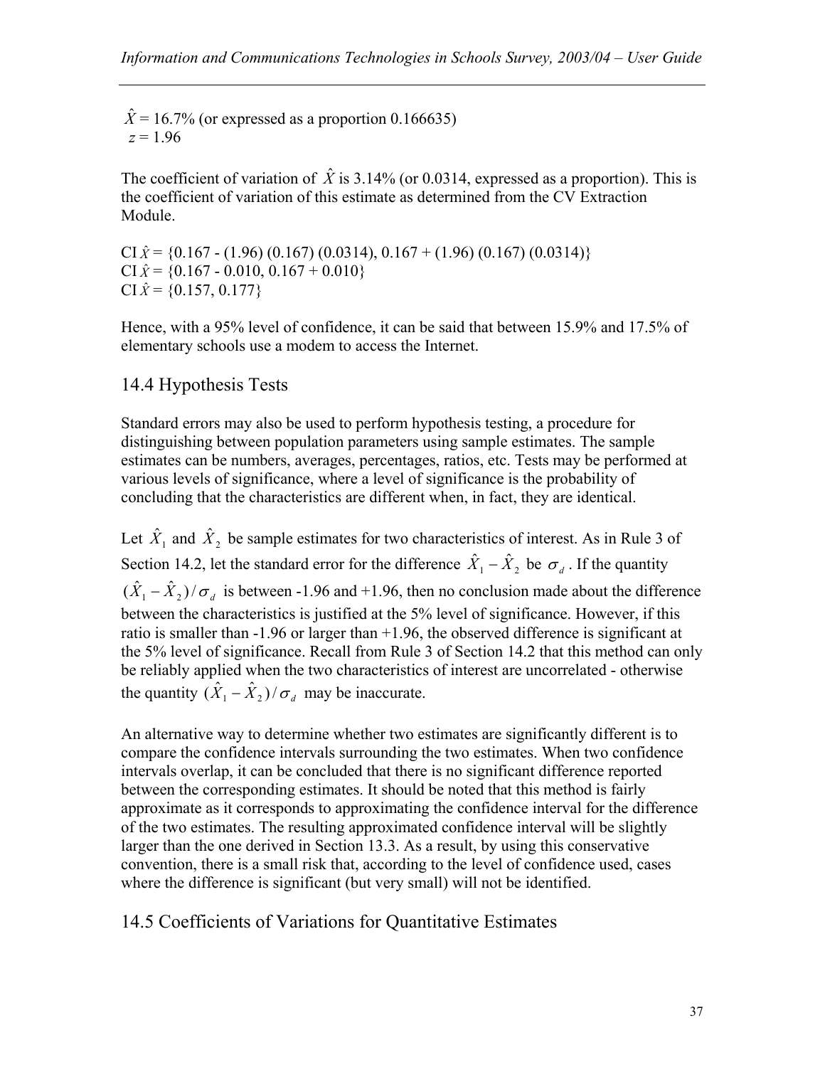$\hat{X}$ = 16.7% (or expressed as a proportion 0.166635)
$z$ = 1.96

The coefficient of variation of $\hat{X}$ is 3.14% (or 0.0314, expressed as a proportion). This is the coefficient of variation of this estimate as determined from the CV Extraction Module.

CI $_{\hat{X}}$ = {0.167 - (1.96) (0.167) (0.0314), 0.167 + (1.96) (0.167) (0.0314)}
CI $_{\hat{X}}$ = {0.167 - 0.010, 0.167 + 0.010}
CI $_{\hat{X}}$ = {0.157, 0.177}

Hence, with a 95% level of confidence, it can be said that between 15.9% and 17.5% of elementary schools use a modem to access the Internet.

## 14.4 Hypothesis Tests

Standard errors may also be used to perform hypothesis testing, a procedure for distinguishing between population parameters using sample estimates. The sample estimates can be numbers, averages, percentages, ratios, etc. Tests may be performed at various levels of significance, where a level of significance is the probability of concluding that the characteristics are different when, in fact, they are identical.

Let $\hat{X}_1$ and $\hat{X}_2$ be sample estimates for two characteristics of interest. As in Rule 3 of Section 14.2, let the standard error for the difference $\hat{X}_1 - \hat{X}_2$ be $\sigma_d$. If the quantity $(\hat{X}_1 - \hat{X}_2)/\sigma_d$ is between -1.96 and +1.96, then no conclusion made about the difference between the characteristics is justified at the 5% level of significance. However, if this ratio is smaller than -1.96 or larger than +1.96, the observed difference is significant at the 5% level of significance. Recall from Rule 3 of Section 14.2 that this method can only be reliably applied when the two characteristics of interest are uncorrelated - otherwise the quantity $(\hat{X}_1 - \hat{X}_2)/\sigma_d$ may be inaccurate.

An alternative way to determine whether two estimates are significantly different is to compare the confidence intervals surrounding the two estimates. When two confidence intervals overlap, it can be concluded that there is no significant difference reported between the corresponding estimates. It should be noted that this method is fairly approximate as it corresponds to approximating the confidence interval for the difference of the two estimates. The resulting approximated confidence interval will be slightly larger than the one derived in Section 13.3. As a result, by using this conservative convention, there is a small risk that, according to the level of confidence used, cases where the difference is significant (but very small) will not be identified.

## 14.5 Coefficients of Variations for Quantitative Estimates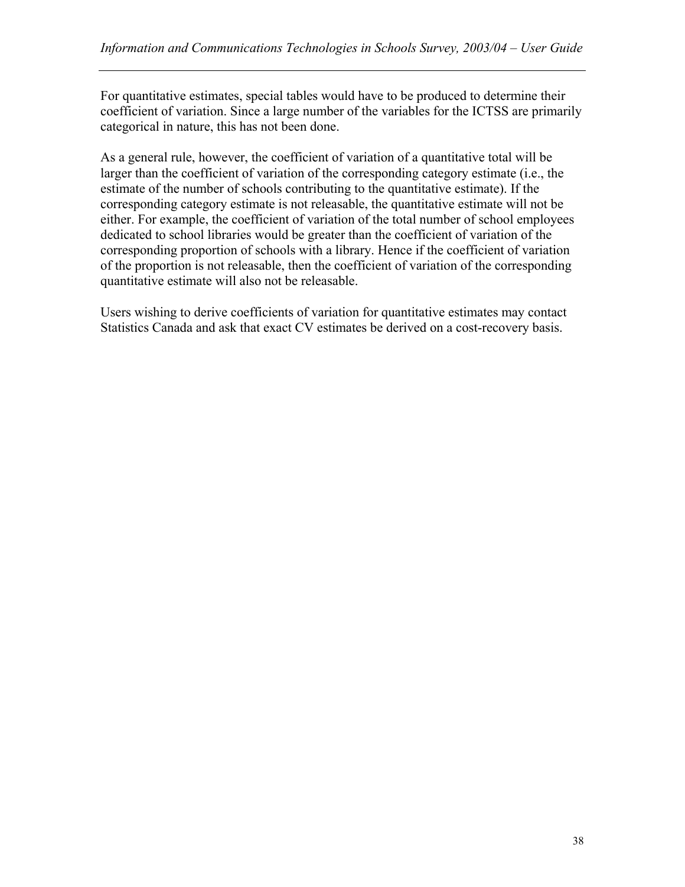For quantitative estimates, special tables would have to be produced to determine their coefficient of variation. Since a large number of the variables for the ICTSS are primarily categorical in nature, this has not been done.

As a general rule, however, the coefficient of variation of a quantitative total will be larger than the coefficient of variation of the corresponding category estimate (i.e., the estimate of the number of schools contributing to the quantitative estimate). If the corresponding category estimate is not releasable, the quantitative estimate will not be either. For example, the coefficient of variation of the total number of school employees dedicated to school libraries would be greater than the coefficient of variation of the corresponding proportion of schools with a library. Hence if the coefficient of variation of the proportion is not releasable, then the coefficient of variation of the corresponding quantitative estimate will also not be releasable.

Users wishing to derive coefficients of variation for quantitative estimates may contact Statistics Canada and ask that exact CV estimates be derived on a cost-recovery basis.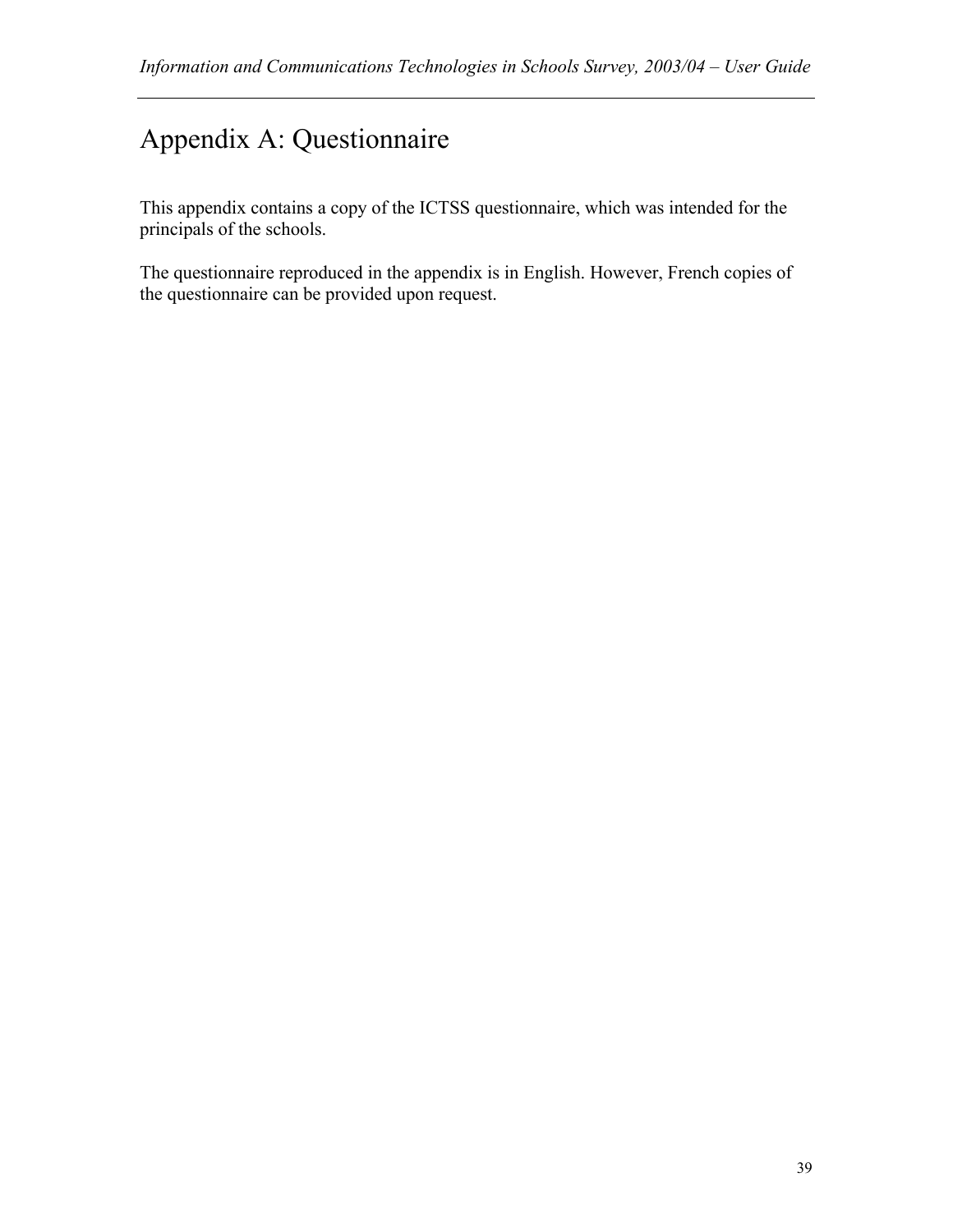# Appendix A: Questionnaire

This appendix contains a copy of the ICTSS questionnaire, which was intended for the principals of the schools.

The questionnaire reproduced in the appendix is in English. However, French copies of the questionnaire can be provided upon request.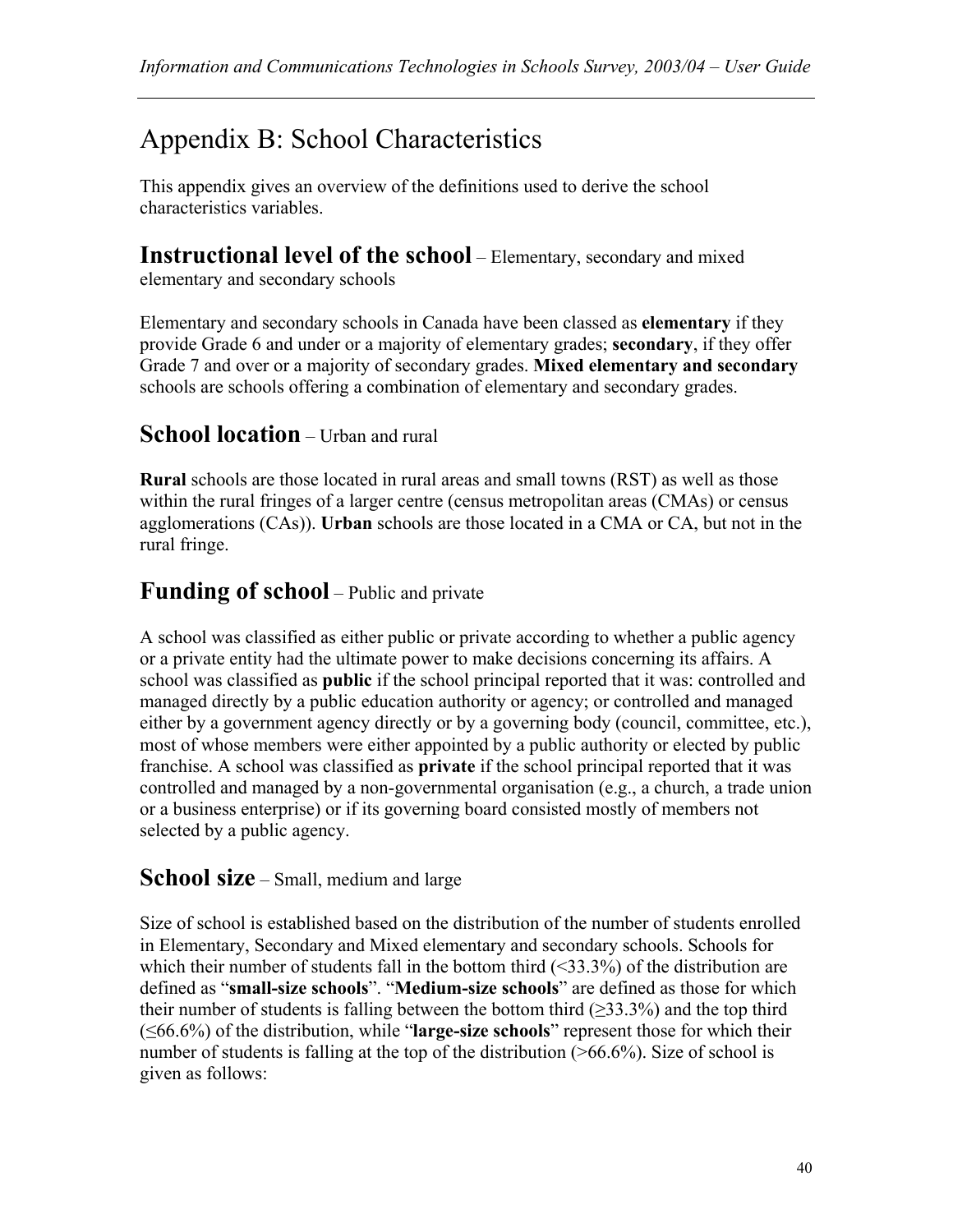# Appendix B: School Characteristics

This appendix gives an overview of the definitions used to derive the school characteristics variables.

## Instructional level of the school – Elementary, secondary and mixed elementary and secondary schools

Elementary and secondary schools in Canada have been classed as **elementary** if they provide Grade 6 and under or a majority of elementary grades; **secondary**, if they offer Grade 7 and over or a majority of secondary grades. **Mixed elementary and secondary** schools are schools offering a combination of elementary and secondary grades.

## School location – Urban and rural

**Rural** schools are those located in rural areas and small towns (RST) as well as those within the rural fringes of a larger centre (census metropolitan areas (CMAs) or census agglomerations (CAs)). **Urban** schools are those located in a CMA or CA, but not in the rural fringe.

## Funding of school – Public and private

A school was classified as either public or private according to whether a public agency or a private entity had the ultimate power to make decisions concerning its affairs. A school was classified as **public** if the school principal reported that it was: controlled and managed directly by a public education authority or agency; or controlled and managed either by a government agency directly or by a governing body (council, committee, etc.), most of whose members were either appointed by a public authority or elected by public franchise. A school was classified as **private** if the school principal reported that it was controlled and managed by a non-governmental organisation (e.g., a church, a trade union or a business enterprise) or if its governing board consisted mostly of members not selected by a public agency.

## School size – Small, medium and large

Size of school is established based on the distribution of the number of students enrolled in Elementary, Secondary and Mixed elementary and secondary schools. Schools for which their number of students fall in the bottom third (<33.3%) of the distribution are defined as "**small-size schools**". "**Medium-size schools**" are defined as those for which their number of students is falling between the bottom third (≥33.3%) and the top third (≤66.6%) of the distribution, while "**large-size schools**" represent those for which their number of students is falling at the top of the distribution (>66.6%). Size of school is given as follows: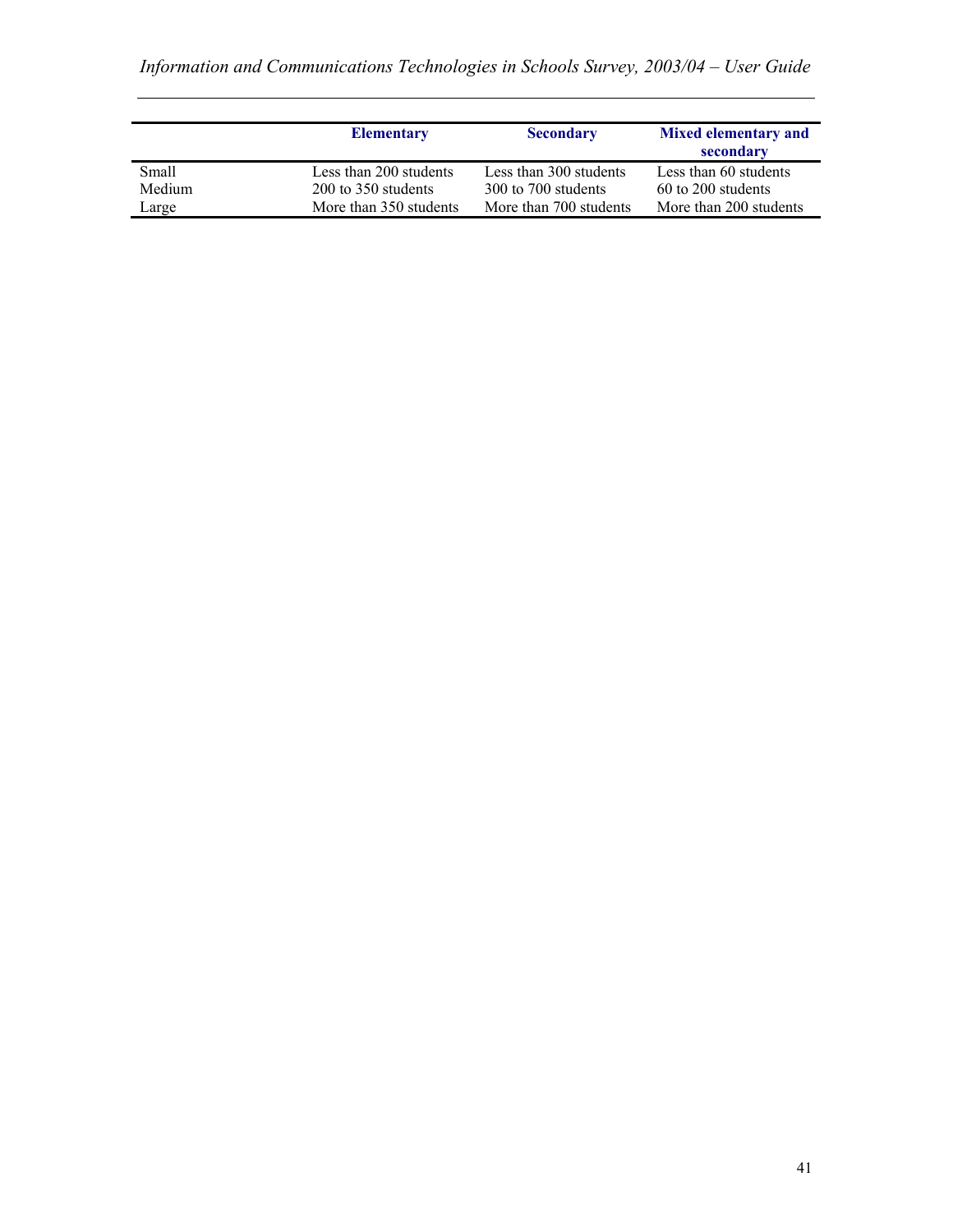| | Elementary | Secondary | Mixed elementary and secondary |
|---|---|---|---|
| Small | Less than 200 students | Less than 300 students | Less than 60 students |
| Medium | 200 to 350 students | 300 to 700 students | 60 to 200 students |
| Large | More than 350 students | More than 700 students | More than 200 students |